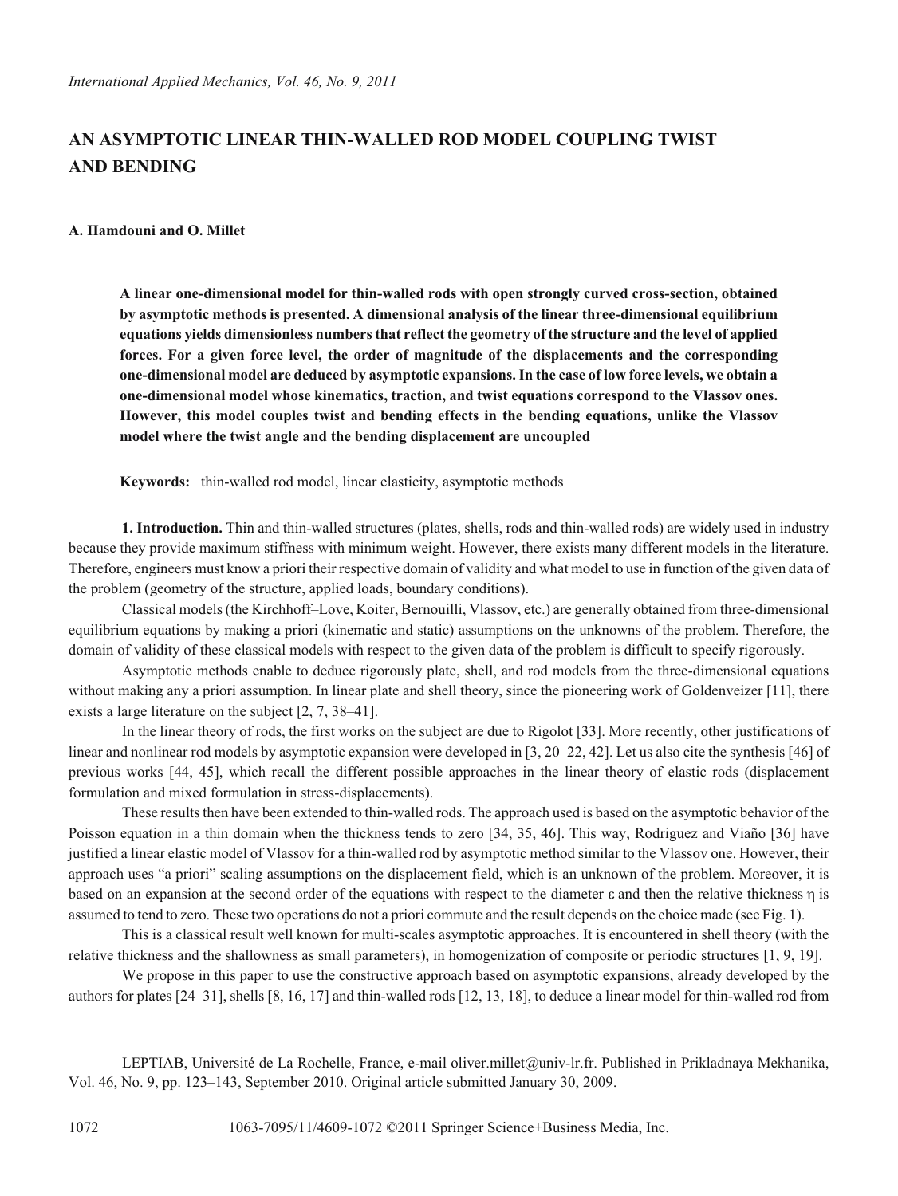# AN ASYMPTOTIC LINEAR THIN-WALLED ROD MODEL COUPLING TWIST AND BENDING

**A. Hamdouni and O. Millet**

**A linear one-dimensional model for thin-walled rods with open strongly curved cross-section, obtained by asymptotic methods is presented. A dimensional analysis of the linear three-dimensional equilibrium equations yields dimensionless numbers that reflect the geometry of the structure and the level of applied forces. For a given force level, the order of magnitude of the displacements and the corresponding one-dimensional model are deduced by asymptotic expansions. In the case of low force levels, we obtain a one-dimensional model whose kinematics, traction, and twist equations correspond to the Vlassov ones. However, this model couples twist and bending effects in the bending equations, unlike the Vlassov model where the twist angle and the bending displacement are uncoupled**

**Keywords:** thin-walled rod model, linear elasticity, asymptotic methods

**1. Introduction.** Thin and thin-walled structures (plates, shells, rods and thin-walled rods) are widely used in industry because they provide maximum stiffness with minimum weight. However, there exists many different models in the literature. Therefore, engineers must know a priori their respective domain of validity and what model to use in function of the given data of the problem (geometry of the structure, applied loads, boundary conditions).

Classical models (the Kirchhoff–Love, Koiter, Bernouilli, Vlassov, etc.) are generally obtained from three-dimensional equilibrium equations by making a priori (kinematic and static) assumptions on the unknowns of the problem. Therefore, the domain of validity of these classical models with respect to the given data of the problem is difficult to specify rigorously.

Asymptotic methods enable to deduce rigorously plate, shell, and rod models from the three-dimensional equations without making any a priori assumption. In linear plate and shell theory, since the pioneering work of Goldenveizer [11], there exists a large literature on the subject [2, 7, 38–41].

In the linear theory of rods, the first works on the subject are due to Rigolot [33]. More recently, other justifications of linear and nonlinear rod models by asymptotic expansion were developed in [3, 20–22, 42]. Let us also cite the synthesis [46] of previous works [44, 45], which recall the different possible approaches in the linear theory of elastic rods (displacement formulation and mixed formulation in stress-displacements).

These results then have been extended to thin-walled rods. The approach used is based on the asymptotic behavior of the Poisson equation in a thin domain when the thickness tends to zero [34, 35, 46]. This way, Rodriguez and Viaño [36] have justified a linear elastic model of Vlassov for a thin-walled rod by asymptotic method similar to the Vlassov one. However, their approach uses "a priori" scaling assumptions on the displacement field, which is an unknown of the problem. Moreover, it is based on an expansion at the second order of the equations with respect to the diameter $\varepsilon$ and then the relative thickness $\eta$ is assumed to tend to zero. These two operations do not a priori commute and the result depends on the choice made (see Fig. 1).

This is a classical result well known for multi-scales asymptotic approaches. It is encountered in shell theory (with the relative thickness and the shallowness as small parameters), in homogenization of composite or periodic structures [1, 9, 19].

We propose in this paper to use the constructive approach based on asymptotic expansions, already developed by the authors for plates [24–31], shells [8, 16, 17] and thin-walled rods [12, 13, 18], to deduce a linear model for thin-walled rod from

LEPTIAB, Université de La Rochelle, France, e-mail oliver.millet@univ-lr.fr. Published in Prikladnaya Mekhanika, Vol. 46, No. 9, pp. 123–143, September 2010. Original article submitted January 30, 2009.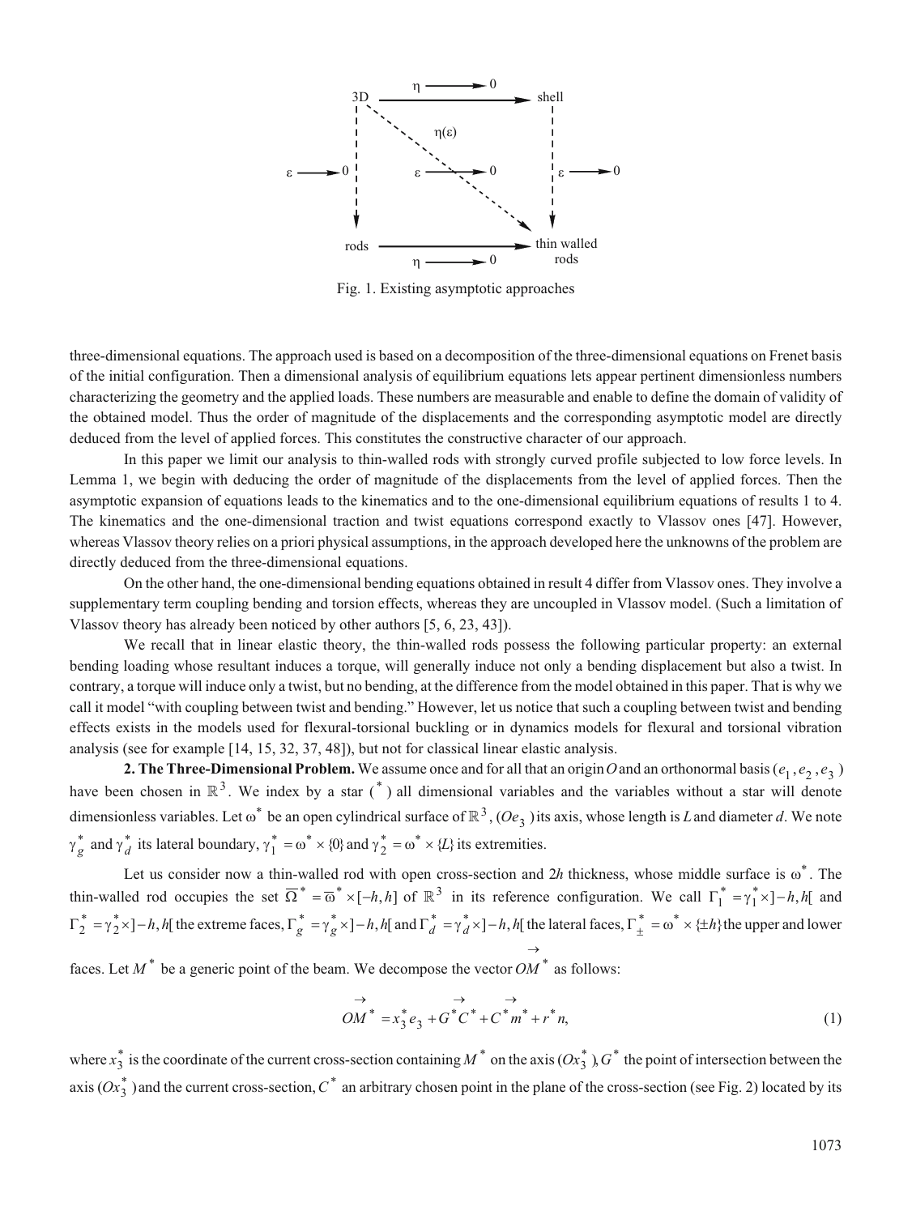Fig. 1. Existing asymptotic approaches

three-dimensional equations. The approach used is based on a decomposition of the three-dimensional equations on Frenet basis of the initial configuration. Then a dimensional analysis of equilibrium equations lets appear pertinent dimensionless numbers characterizing the geometry and the applied loads. These numbers are measurable and enable to define the domain of validity of the obtained model. Thus the order of magnitude of the displacements and the corresponding asymptotic model are directly deduced from the level of applied forces. This constitutes the constructive character of our approach.

In this paper we limit our analysis to thin-walled rods with strongly curved profile subjected to low force levels. In Lemma 1, we begin with deducing the order of magnitude of the displacements from the level of applied forces. Then the asymptotic expansion of equations leads to the kinematics and to the one-dimensional equilibrium equations of results 1 to 4. The kinematics and the one-dimensional traction and twist equations correspond exactly to Vlassov ones [47]. However, whereas Vlassov theory relies on a priori physical assumptions, in the approach developed here the unknowns of the problem are directly deduced from the three-dimensional equations.

On the other hand, the one-dimensional bending equations obtained in result 4 differ from Vlassov ones. They involve a supplementary term coupling bending and torsion effects, whereas they are uncoupled in Vlassov model. (Such a limitation of Vlassov theory has already been noticed by other authors [5, 6, 23, 43]).

We recall that in linear elastic theory, the thin-walled rods possess the following particular property: an external bending loading whose resultant induces a torque, will generally induce not only a bending displacement but also a twist. In contrary, a torque will induce only a twist, but no bending, at the difference from the model obtained in this paper. That is why we call it model "with coupling between twist and bending." However, let us notice that such a coupling between twist and bending effects exists in the models used for flexural-torsional buckling or in dynamics models for flexural and torsional vibration analysis (see for example [14, 15, 32, 37, 48]), but not for classical linear elastic analysis.

**2. The Three-Dimensional Problem.** We assume once and for all that an origin $O$ and an orthonormal basis $(e_1, e_2, e_3)$ have been chosen in $\mathbb{R}^3$. We index by a star ($^*$) all dimensional variables and the variables without a star will denote dimensionless variables. Let $\omega^*$ be an open cylindrical surface of $\mathbb{R}^3$, $(Oe_3)$ its axis, whose length is $L$ and diameter $d$. We note $\gamma_g^*$ and $\gamma_d^*$ its lateral boundary, $\gamma_1^* = \omega^* \times \{0\}$ and $\gamma_2^* = \omega^* \times \{L\}$ its extremities.

Let us consider now a thin-walled rod with open cross-section and $2h$ thickness, whose middle surface is $\omega^*$. The thin-walled rod occupies the set $\overline{\Omega}^* = \overline{\omega}^* \times [-h, h]$ of $\mathbb{R}^3$ in its reference configuration. We call $\Gamma_1^* = \gamma_1^* \times ]-h, h[$ and $\Gamma_2^* = \gamma_2^* \times ]-h, h[$ the extreme faces, $\Gamma_g^* = \gamma_g^* \times ]-h, h[$ and $\Gamma_d^* = \gamma_d^* \times ]-h, h[$ the lateral faces, $\Gamma_{\pm}^* = \omega^* \times \{\pm h\}$ the upper and lower faces. Let $M^*$ be a generic point of the beam. We decompose the vector $\overrightarrow{OM^*}$ as follows:

$$\overrightarrow{OM^*} = x_3^* e_3 + \overrightarrow{G^*C^*} + \overrightarrow{C^*m^*} + r^* n, \tag{1}$$

where $x_3^*$ is the coordinate of the current cross-section containing $M^*$ on the axis $(Ox_3^*)$, $G^*$ the point of intersection between the axis $(Ox_3^*)$ and the current cross-section, $C^*$ an arbitrary chosen point in the plane of the cross-section (see Fig. 2) located by its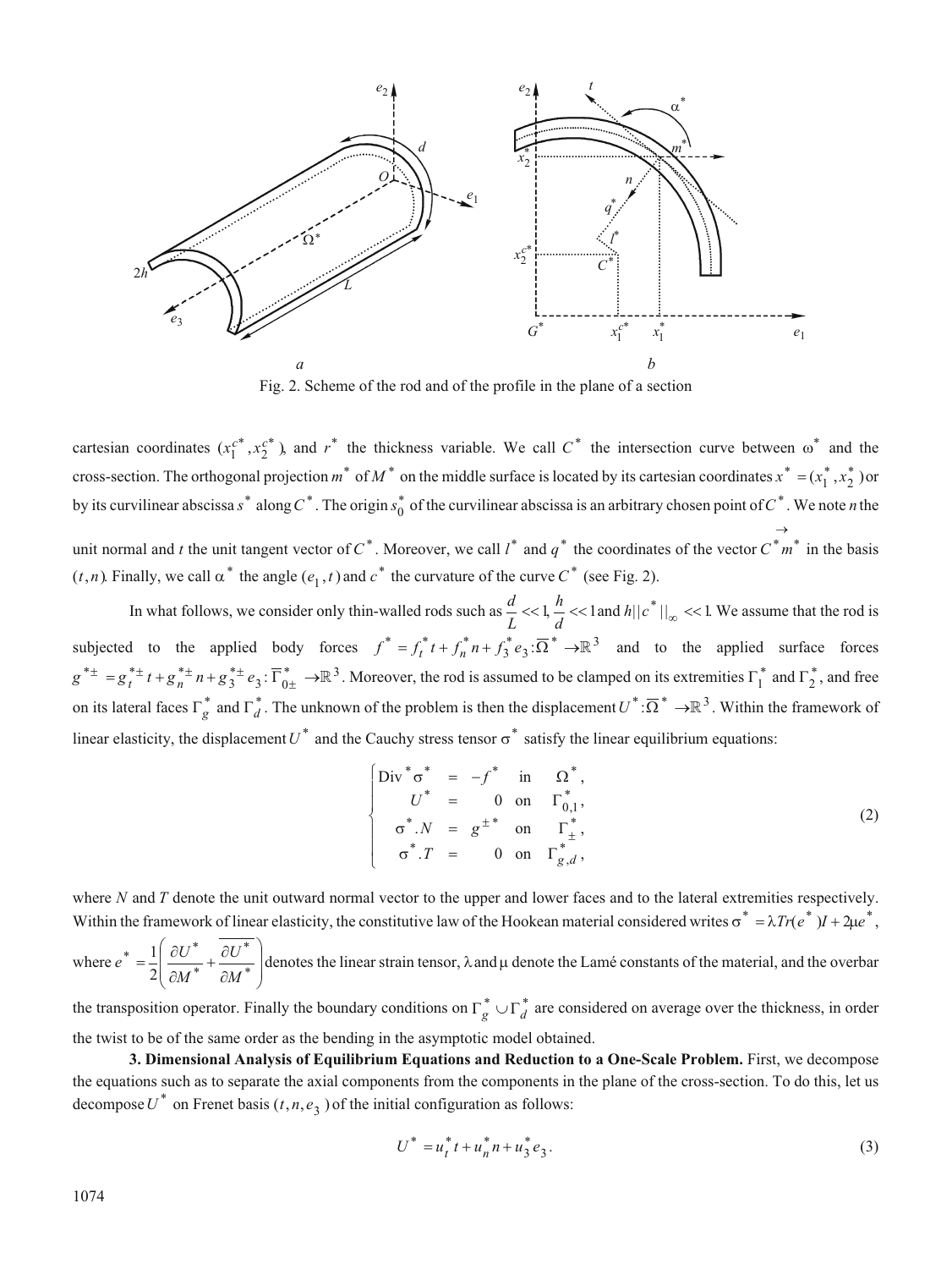Fig. 2. Scheme of the rod and of the profile in the plane of a section

cartesian coordinates $(x_1^{c*}, x_2^{c*})$, and $r^*$ the thickness variable. We call $C^*$ the intersection curve between $\omega^*$ and the cross-section. The orthogonal projection $m^*$ of $M^*$ on the middle surface is located by its cartesian coordinates $x^* = (x_1^*, x_2^*)$ or by its curvilinear abscissa $s^*$ along $C^*$. The origin $s_0^*$ of the curvilinear abscissa is an arbitrary chosen point of $C^*$. We note $n$ the unit normal and $t$ the unit tangent vector of $C^*$. Moreover, we call $l^*$ and $q^*$ the coordinates of the vector $\overrightarrow{C^* m^*}$ in the basis $(t, n)$. Finally, we call $\alpha^*$ the angle $(e_1, t)$ and $c^*$ the curvature of the curve $C^*$ (see Fig. 2).

In what follows, we consider only thin-walled rods such as $\dfrac{d}{L} << 1, \dfrac{h}{d} << 1$ and $h||c^*||_\infty << 1$. We assume that the rod is subjected to the applied body forces $f^* = f_t^* t + f_n^* n + f_3^* e_3 : \overline{\Omega}^* \to \mathbb{R}^3$ and to the applied surface forces $g^{*\pm} = g_t^{*\pm} t + g_n^{*\pm} n + g_3^{*\pm} e_3 : \overline{\Gamma}_{0\pm}^* \to \mathbb{R}^3$. Moreover, the rod is assumed to be clamped on its extremities $\Gamma_1^*$ and $\Gamma_2^*$, and free on its lateral faces $\Gamma_g^*$ and $\Gamma_d^*$. The unknown of the problem is then the displacement $U^* : \overline{\Omega}^* \to \mathbb{R}^3$. Within the framework of linear elasticity, the displacement $U^*$ and the Cauchy stress tensor $\sigma^*$ satisfy the linear equilibrium equations:

$$
\begin{cases}
\mathrm{Div}^* \sigma^* &= -f^* \quad \text{in} \quad \Omega^*, \\
U^* &= 0 \quad \text{on} \quad \Gamma_{0,1}^*, \\
\sigma^* . N &= g^{\pm *} \quad \text{on} \quad \Gamma_{\pm}^*, \\
\sigma^* . T &= 0 \quad \text{on} \quad \Gamma_{g,d}^*,
\end{cases}
\tag{2}
$$

where $N$ and $T$ denote the unit outward normal vector to the upper and lower faces and to the lateral extremities respectively. Within the framework of linear elasticity, the constitutive law of the Hookean material considered writes $\sigma^* = \lambda Tr(e^*) I + 2\mu e^*$, where $e^* = \dfrac{1}{2}\left(\dfrac{\partial U^*}{\partial M^*} + \overline{\dfrac{\partial U^*}{\partial M^*}}\right)$ denotes the linear strain tensor, $\lambda$ and $\mu$ denote the Lamé constants of the material, and the overbar the transposition operator. Finally the boundary conditions on $\Gamma_g^* \cup \Gamma_d^*$ are considered on average over the thickness, in order the twist to be of the same order as the bending in the asymptotic model obtained.

**3. Dimensional Analysis of Equilibrium Equations and Reduction to a One-Scale Problem.** First, we decompose the equations such as to separate the axial components from the components in the plane of the cross-section. To do this, let us decompose $U^*$ on Frenet basis $(t, n, e_3)$ of the initial configuration as follows:

$$
U^* = u_t^* t + u_n^* n + u_3^* e_3 . \tag{3}
$$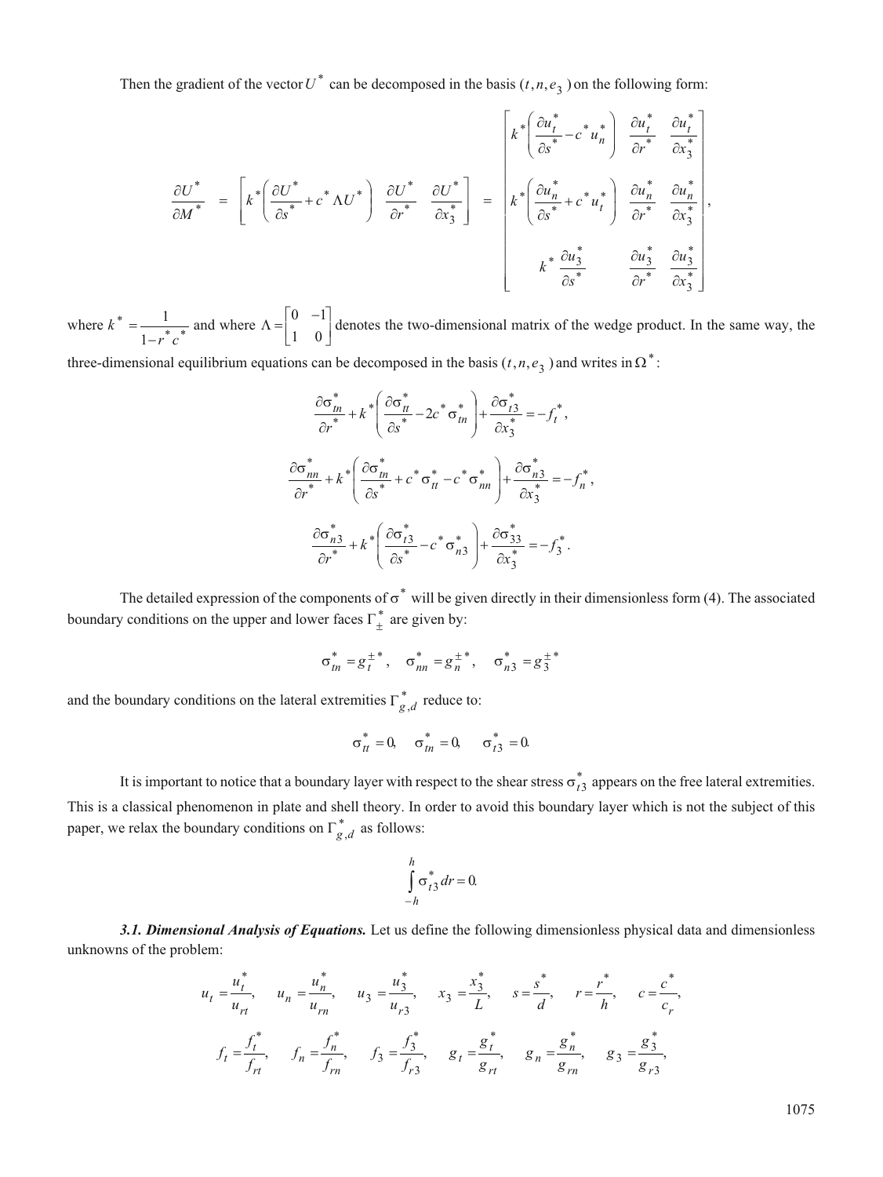Then the gradient of the vector $U^*$ can be decomposed in the basis $(t, n, e_3)$ on the following form:

$$\frac{\partial U^*}{\partial M^*} = \left[ k^* \left( \frac{\partial U^*}{\partial s^*} + c^* \Lambda U^* \right) \quad \frac{\partial U^*}{\partial r^*} \quad \frac{\partial U^*}{\partial x_3^*} \right] = \begin{bmatrix} k^* \left( \dfrac{\partial u_t^*}{\partial s^*} - c^* u_n^* \right) & \dfrac{\partial u_t^*}{\partial r^*} & \dfrac{\partial u_t^*}{\partial x_3^*} \\ k^* \left( \dfrac{\partial u_n^*}{\partial s^*} + c^* u_t^* \right) & \dfrac{\partial u_n^*}{\partial r^*} & \dfrac{\partial u_n^*}{\partial x_3^*} \\ k^* \dfrac{\partial u_3^*}{\partial s^*} & \dfrac{\partial u_3^*}{\partial r^*} & \dfrac{\partial u_3^*}{\partial x_3^*} \end{bmatrix},$$

where $k^* = \dfrac{1}{1 - r^* c^*}$ and where $\Lambda = \begin{bmatrix} 0 & -1 \\ 1 & 0 \end{bmatrix}$ denotes the two-dimensional matrix of the wedge product. In the same way, the three-dimensional equilibrium equations can be decomposed in the basis $(t, n, e_3)$ and writes in $\Omega^*$:

$$\frac{\partial \sigma_{tn}^*}{\partial r^*} + k^* \left( \frac{\partial \sigma_{tt}^*}{\partial s^*} - 2c^* \sigma_{tn}^* \right) + \frac{\partial \sigma_{t3}^*}{\partial x_3^*} = -f_t^*,$$

$$\frac{\partial \sigma_{nn}^*}{\partial r^*} + k^* \left( \frac{\partial \sigma_{tn}^*}{\partial s^*} + c^* \sigma_{tt}^* - c^* \sigma_{nn}^* \right) + \frac{\partial \sigma_{n3}^*}{\partial x_3^*} = -f_n^*,$$

$$\frac{\partial \sigma_{n3}^*}{\partial r^*} + k^* \left( \frac{\partial \sigma_{t3}^*}{\partial s^*} - c^* \sigma_{n3}^* \right) + \frac{\partial \sigma_{33}^*}{\partial x_3^*} = -f_3^*.$$

The detailed expression of the components of $\sigma^*$ will be given directly in their dimensionless form (4). The associated boundary conditions on the upper and lower faces $\Gamma_{\pm}^*$ are given by:

$$\sigma_{tn}^* = g_t^{\pm *}, \quad \sigma_{nn}^* = g_n^{\pm *}, \quad \sigma_{n3}^* = g_3^{\pm *}$$

and the boundary conditions on the lateral extremities $\Gamma_{g,d}^*$ reduce to:

$$\sigma_{tt}^* = 0, \quad \sigma_{tn}^* = 0, \quad \sigma_{t3}^* = 0.$$

It is important to notice that a boundary layer with respect to the shear stress $\sigma_{t3}^*$ appears on the free lateral extremities. This is a classical phenomenon in plate and shell theory. In order to avoid this boundary layer which is not the subject of this paper, we relax the boundary conditions on $\Gamma_{g,d}^*$ as follows:

$$\int_{-h}^{h} \sigma_{t3}^* \, dr = 0.$$

***3.1. Dimensional Analysis of Equations.*** Let us define the following dimensionless physical data and dimensionless unknowns of the problem:

$$u_t = \frac{u_t^*}{u_{rt}}, \quad u_n = \frac{u_n^*}{u_{rn}}, \quad u_3 = \frac{u_3^*}{u_{r3}}, \quad x_3 = \frac{x_3^*}{L}, \quad s = \frac{s^*}{d}, \quad r = \frac{r^*}{h}, \quad c = \frac{c^*}{c_r},$$

$$f_t = \frac{f_t^*}{f_{rt}}, \quad f_n = \frac{f_n^*}{f_{rn}}, \quad f_3 = \frac{f_3^*}{f_{r3}}, \quad g_t = \frac{g_t^*}{g_{rt}}, \quad g_n = \frac{g_n^*}{g_{rn}}, \quad g_3 = \frac{g_3^*}{g_{r3}},$$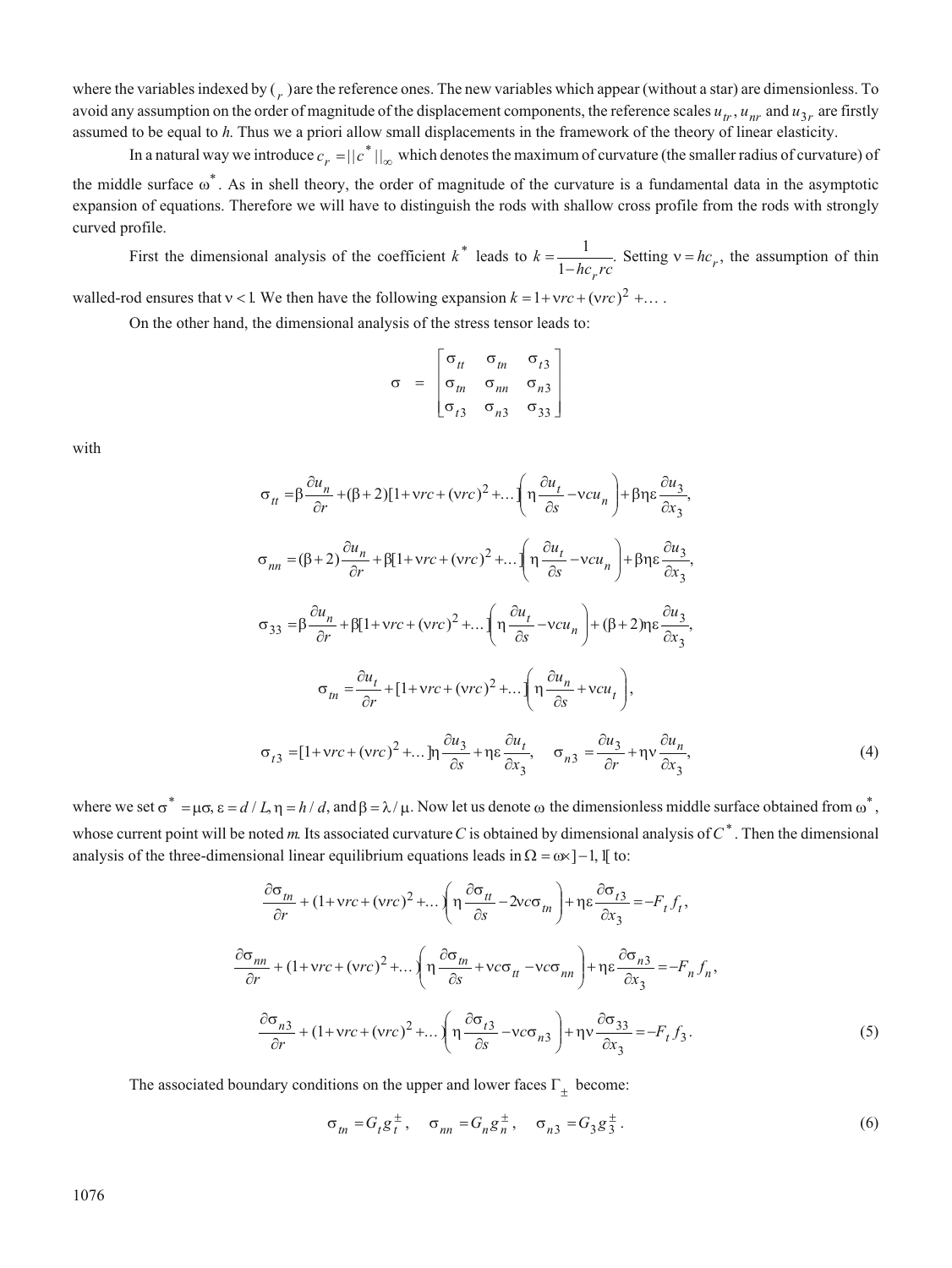where the variables indexed by ($_r$) are the reference ones. The new variables which appear (without a star) are dimensionless. To avoid any assumption on the order of magnitude of the displacement components, the reference scales $u_{tr}$, $u_{nr}$ and $u_{3r}$ are firstly assumed to be equal to $h$. Thus we a priori allow small displacements in the framework of the theory of linear elasticity.

In a natural way we introduce $c_r = ||c^*||_\infty$ which denotes the maximum of curvature (the smaller radius of curvature) of the middle surface $\omega^*$. As in shell theory, the order of magnitude of the curvature is a fundamental data in the asymptotic expansion of equations. Therefore we will have to distinguish the rods with shallow cross profile from the rods with strongly curved profile.

First the dimensional analysis of the coefficient $k^*$ leads to $k = \dfrac{1}{1 - hc_r rc}$. Setting $\nu = hc_r$, the assumption of thin walled-rod ensures that $\nu < 1$. We then have the following expansion $k = 1 + \nu rc + (\nu rc)^2 + \ldots$ .

On the other hand, the dimensional analysis of the stress tensor leads to:

$$\sigma = \begin{bmatrix} \sigma_{tt} & \sigma_{tn} & \sigma_{t3} \\ \sigma_{tn} & \sigma_{nn} & \sigma_{n3} \\ \sigma_{t3} & \sigma_{n3} & \sigma_{33} \end{bmatrix}$$

with

$$\sigma_{tt} = \beta \frac{\partial u_n}{\partial r} + (\beta + 2)[1 + \nu rc + (\nu rc)^2 + \ldots]\left(\eta \frac{\partial u_t}{\partial s} - \nu c u_n\right) + \beta \eta \varepsilon \frac{\partial u_3}{\partial x_3},$$

$$\sigma_{nn} = (\beta + 2) \frac{\partial u_n}{\partial r} + \beta[1 + \nu rc + (\nu rc)^2 + \ldots]\left(\eta \frac{\partial u_t}{\partial s} - \nu c u_n\right) + \beta \eta \varepsilon \frac{\partial u_3}{\partial x_3},$$

$$\sigma_{33} = \beta \frac{\partial u_n}{\partial r} + \beta[1 + \nu rc + (\nu rc)^2 + \ldots]\left(\eta \frac{\partial u_t}{\partial s} - \nu c u_n\right) + (\beta + 2)\eta \varepsilon \frac{\partial u_3}{\partial x_3},$$

$$\sigma_{tn} = \frac{\partial u_t}{\partial r} + [1 + \nu rc + (\nu rc)^2 + \ldots]\left(\eta \frac{\partial u_n}{\partial s} + \nu c u_t\right),$$

$$\sigma_{t3} = [1 + \nu rc + (\nu rc)^2 + \ldots]\eta \frac{\partial u_3}{\partial s} + \eta \varepsilon \frac{\partial u_t}{\partial x_3}, \quad \sigma_{n3} = \frac{\partial u_3}{\partial r} + \eta \nu \frac{\partial u_n}{\partial x_3}, \tag{4}$$

where we set $\sigma^* = \mu \sigma$, $\varepsilon = d / L$, $\eta = h / d$, and $\beta = \lambda / \mu$. Now let us denote $\omega$ the dimensionless middle surface obtained from $\omega^*$, whose current point will be noted $m$. Its associated curvature $C$ is obtained by dimensional analysis of $C^*$. Then the dimensional analysis of the three-dimensional linear equilibrium equations leads in $\Omega = \omega \times ]-1, 1[$ to:

$$\frac{\partial \sigma_{tn}}{\partial r} + (1 + \nu rc + (\nu rc)^2 + \ldots)\left(\eta \frac{\partial \sigma_{tt}}{\partial s} - 2\nu c \sigma_{tn}\right) + \eta \varepsilon \frac{\partial \sigma_{t3}}{\partial x_3} = -F_t f_t,$$

$$\frac{\partial \sigma_{nn}}{\partial r} + (1 + \nu rc + (\nu rc)^2 + \ldots)\left(\eta \frac{\partial \sigma_{tn}}{\partial s} + \nu c \sigma_{tt} - \nu c \sigma_{nn}\right) + \eta \varepsilon \frac{\partial \sigma_{n3}}{\partial x_3} = -F_n f_n,$$

$$\frac{\partial \sigma_{n3}}{\partial r} + (1 + \nu rc + (\nu rc)^2 + \ldots)\left(\eta \frac{\partial \sigma_{t3}}{\partial s} - \nu c \sigma_{n3}\right) + \eta \nu \frac{\partial \sigma_{33}}{\partial x_3} = -F_t f_3. \tag{5}$$

The associated boundary conditions on the upper and lower faces $\Gamma_\pm$ become:

$$\sigma_{tn} = G_t g_t^\pm, \quad \sigma_{nn} = G_n g_n^\pm, \quad \sigma_{n3} = G_3 g_3^\pm. \tag{6}$$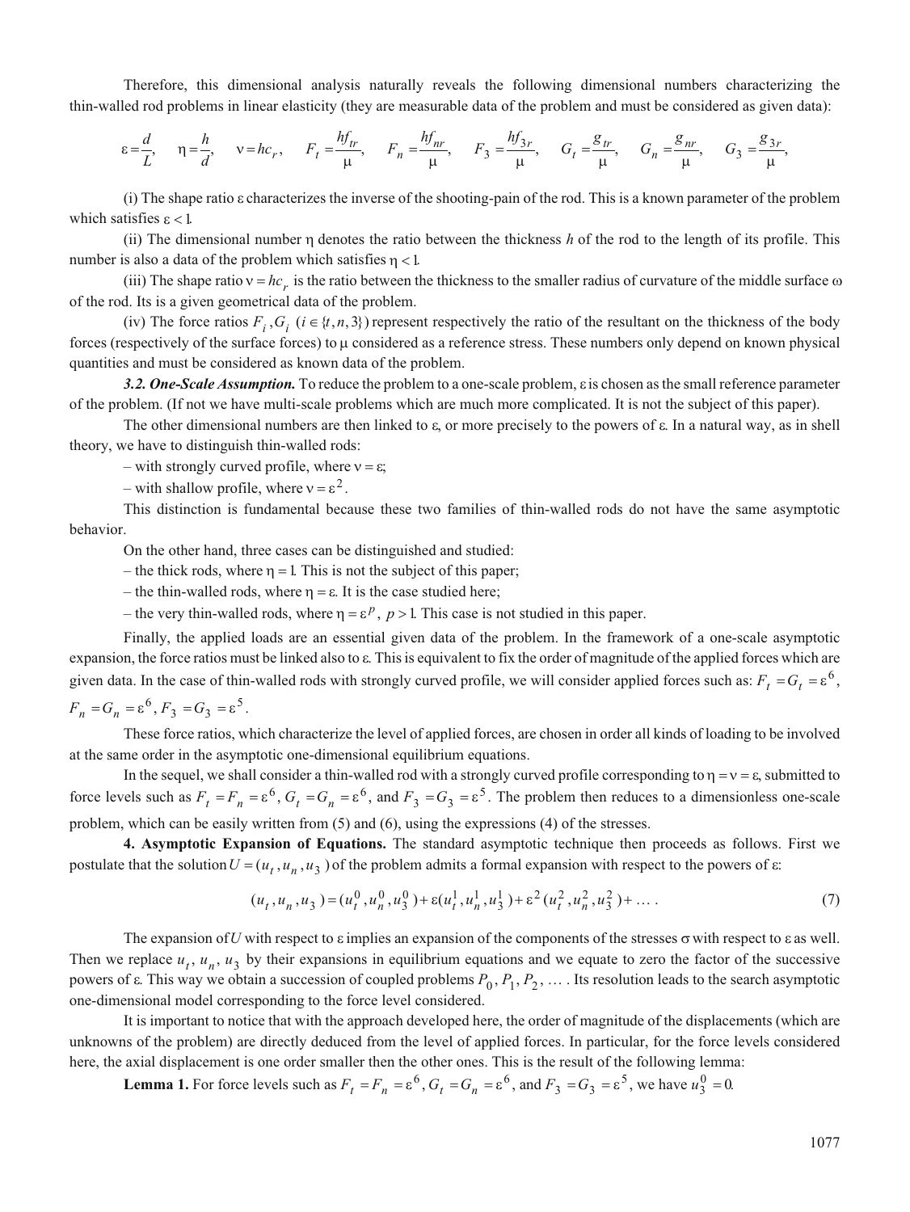Therefore, this dimensional analysis naturally reveals the following dimensional numbers characterizing the thin-walled rod problems in linear elasticity (they are measurable data of the problem and must be considered as given data):

$$\varepsilon = \frac{d}{L}, \quad \eta = \frac{h}{d}, \quad \nu = hc_r, \quad F_t = \frac{hf_{tr}}{\mu}, \quad F_n = \frac{hf_{nr}}{\mu}, \quad F_3 = \frac{hf_{3r}}{\mu}, \quad G_t = \frac{g_{tr}}{\mu}, \quad G_n = \frac{g_{nr}}{\mu}, \quad G_3 = \frac{g_{3r}}{\mu},$$

(i) The shape ratio $\varepsilon$ characterizes the inverse of the shooting-pain of the rod. This is a known parameter of the problem which satisfies $\varepsilon < 1$.

(ii) The dimensional number $\eta$ denotes the ratio between the thickness $h$ of the rod to the length of its profile. This number is also a data of the problem which satisfies $\eta < 1$.

(iii) The shape ratio $\nu = hc_r$ is the ratio between the thickness to the smaller radius of curvature of the middle surface $\omega$ of the rod. Its is a given geometrical data of the problem.

(iv) The force ratios $F_i, G_i$ $(i \in \{t, n, 3\})$ represent respectively the ratio of the resultant on the thickness of the body forces (respectively of the surface forces) to $\mu$ considered as a reference stress. These numbers only depend on known physical quantities and must be considered as known data of the problem.

***3.2. One-Scale Assumption.*** To reduce the problem to a one-scale problem, $\varepsilon$ is chosen as the small reference parameter of the problem. (If not we have multi-scale problems which are much more complicated. It is not the subject of this paper).

The other dimensional numbers are then linked to $\varepsilon$, or more precisely to the powers of $\varepsilon$. In a natural way, as in shell theory, we have to distinguish thin-walled rods:

– with strongly curved profile, where $\nu = \varepsilon$;

– with shallow profile, where $\nu = \varepsilon^2$.

This distinction is fundamental because these two families of thin-walled rods do not have the same asymptotic behavior.

On the other hand, three cases can be distinguished and studied:

– the thick rods, where $\eta = 1$. This is not the subject of this paper;

– the thin-walled rods, where $\eta = \varepsilon$. It is the case studied here;

– the very thin-walled rods, where $\eta = \varepsilon^p$, $p > 1$. This case is not studied in this paper.

Finally, the applied loads are an essential given data of the problem. In the framework of a one-scale asymptotic expansion, the force ratios must be linked also to $\varepsilon$. This is equivalent to fix the order of magnitude of the applied forces which are given data. In the case of thin-walled rods with strongly curved profile, we will consider applied forces such as: $F_t = G_t = \varepsilon^6$, $F_n = G_n = \varepsilon^6$, $F_3 = G_3 = \varepsilon^5$.

These force ratios, which characterize the level of applied forces, are chosen in order all kinds of loading to be involved at the same order in the asymptotic one-dimensional equilibrium equations.

In the sequel, we shall consider a thin-walled rod with a strongly curved profile corresponding to $\eta = \nu = \varepsilon$, submitted to force levels such as $F_t = F_n = \varepsilon^6$, $G_t = G_n = \varepsilon^6$, and $F_3 = G_3 = \varepsilon^5$. The problem then reduces to a dimensionless one-scale problem, which can be easily written from (5) and (6), using the expressions (4) of the stresses.

**4. Asymptotic Expansion of Equations.** The standard asymptotic technique then proceeds as follows. First we postulate that the solution $U = (u_t, u_n, u_3)$ of the problem admits a formal expansion with respect to the powers of $\varepsilon$:

$$(u_t, u_n, u_3) = (u_t^0, u_n^0, u_3^0) + \varepsilon(u_t^1, u_n^1, u_3^1) + \varepsilon^2(u_t^2, u_n^2, u_3^2) + \ldots . \tag{7}$$

The expansion of $U$ with respect to $\varepsilon$ implies an expansion of the components of the stresses $\sigma$ with respect to $\varepsilon$ as well. Then we replace $u_t$, $u_n$, $u_3$ by their expansions in equilibrium equations and we equate to zero the factor of the successive powers of $\varepsilon$. This way we obtain a succession of coupled problems $P_0, P_1, P_2, \ldots$ . Its resolution leads to the search asymptotic one-dimensional model corresponding to the force level considered.

It is important to notice that with the approach developed here, the order of magnitude of the displacements (which are unknowns of the problem) are directly deduced from the level of applied forces. In particular, for the force levels considered here, the axial displacement is one order smaller then the other ones. This is the result of the following lemma:

**Lemma 1.** For force levels such as $F_t = F_n = \varepsilon^6$, $G_t = G_n = \varepsilon^6$, and $F_3 = G_3 = \varepsilon^5$, we have $u_3^0 = 0$.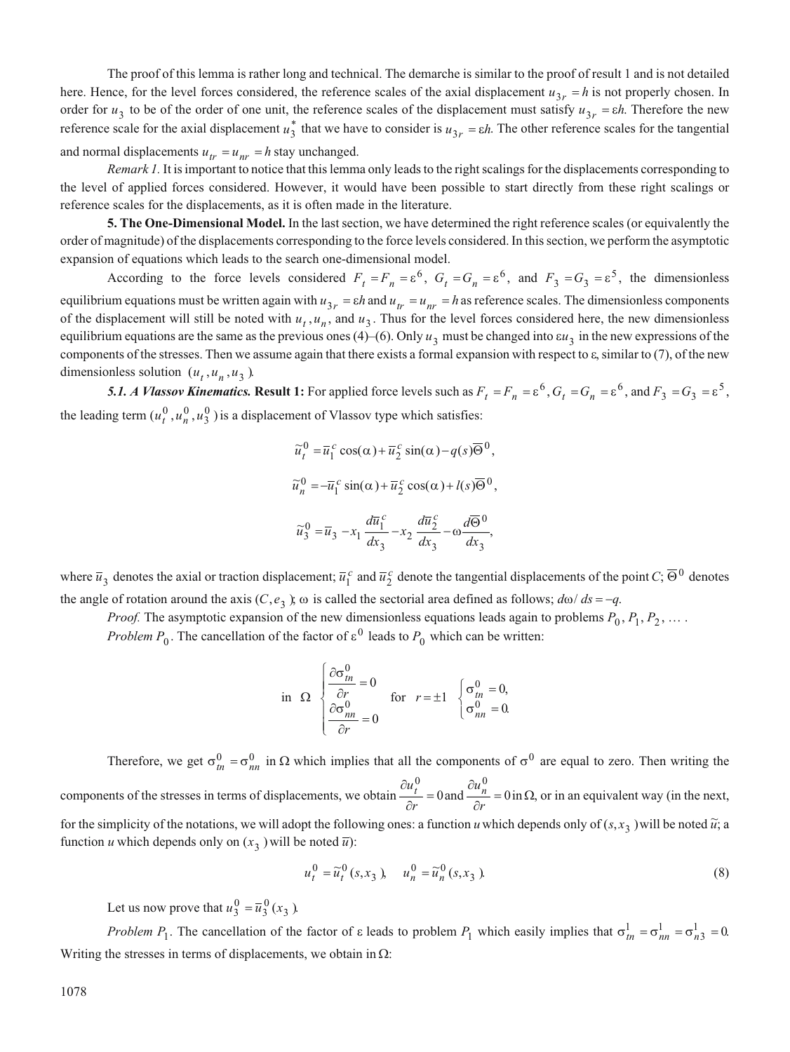The proof of this lemma is rather long and technical. The demarche is similar to the proof of result 1 and is not detailed here. Hence, for the level forces considered, the reference scales of the axial displacement $u_{3r} = h$ is not properly chosen. In order for $u_3$ to be of the order of one unit, the reference scales of the displacement must satisfy $u_{3r} = \varepsilon h$. Therefore the new reference scale for the axial displacement $u_3^*$ that we have to consider is $u_{3r} = \varepsilon h$. The other reference scales for the tangential and normal displacements $u_{tr} = u_{nr} = h$ stay unchanged.

*Remark 1.* It is important to notice that this lemma only leads to the right scalings for the displacements corresponding to the level of applied forces considered. However, it would have been possible to start directly from these right scalings or reference scales for the displacements, as it is often made in the literature.

**5. The One-Dimensional Model.** In the last section, we have determined the right reference scales (or equivalently the order of magnitude) of the displacements corresponding to the force levels considered. In this section, we perform the asymptotic expansion of equations which leads to the search one-dimensional model.

According to the force levels considered $F_t = F_n = \varepsilon^6$, $G_t = G_n = \varepsilon^6$, and $F_3 = G_3 = \varepsilon^5$, the dimensionless equilibrium equations must be written again with $u_{3r} = \varepsilon h$ and $u_{tr} = u_{nr} = h$ as reference scales. The dimensionless components of the displacement will still be noted with $u_t, u_n$, and $u_3$. Thus for the level forces considered here, the new dimensionless equilibrium equations are the same as the previous ones (4)–(6). Only $u_3$ must be changed into $\varepsilon u_3$ in the new expressions of the components of the stresses. Then we assume again that there exists a formal expansion with respect to $\varepsilon$, similar to (7), of the new dimensionless solution $(u_t, u_n, u_3)$.

***5.1. A Vlassov Kinematics.*** **Result 1:** For applied force levels such as $F_t = F_n = \varepsilon^6$, $G_t = G_n = \varepsilon^6$, and $F_3 = G_3 = \varepsilon^5$, the leading term $(u_t^0, u_n^0, u_3^0)$ is a displacement of Vlassov type which satisfies:

$$\tilde{u}_t^0 = \bar{u}_1^c \cos(\alpha) + \bar{u}_2^c \sin(\alpha) - q(s)\overline{\Theta}^0,$$

$$\tilde{u}_n^0 = -\bar{u}_1^c \sin(\alpha) + \bar{u}_2^c \cos(\alpha) + l(s)\overline{\Theta}^0,$$

$$\tilde{u}_3^0 = \bar{u}_3 - x_1 \frac{d\bar{u}_1^c}{dx_3} - x_2 \frac{d\bar{u}_2^c}{dx_3} - \omega \frac{d\overline{\Theta}^0}{dx_3},$$

where $\bar{u}_3$ denotes the axial or traction displacement; $\bar{u}_1^c$ and $\bar{u}_2^c$ denote the tangential displacements of the point $C$; $\overline{\Theta}^0$ denotes the angle of rotation around the axis $(C, e_3)$; $\omega$ is called the sectorial area defined as follows; $d\omega / ds = -q$.

*Proof.* The asymptotic expansion of the new dimensionless equations leads again to problems $P_0, P_1, P_2, \ldots$.

*Problem* $P_0$. The cancellation of the factor of $\varepsilon^0$ leads to $P_0$ which can be written:

$$\text{in } \Omega \quad \begin{cases} \dfrac{\partial \sigma_{tn}^0}{\partial r} = 0 \\ \dfrac{\partial \sigma_{nn}^0}{\partial r} = 0 \end{cases} \quad \text{for } r = \pm 1 \quad \begin{cases} \sigma_{tn}^0 = 0, \\ \sigma_{nn}^0 = 0. \end{cases}$$

Therefore, we get $\sigma_{tn}^0 = \sigma_{nn}^0$ in $\Omega$ which implies that all the components of $\sigma^0$ are equal to zero. Then writing the components of the stresses in terms of displacements, we obtain $\dfrac{\partial u_t^0}{\partial r} = 0$ and $\dfrac{\partial u_n^0}{\partial r} = 0$ in $\Omega$, or in an equivalent way (in the next, for the simplicity of the notations, we will adopt the following ones: a function $u$ which depends only of $(s, x_3)$ will be noted $\tilde{u}$; a function $u$ which depends only on $(x_3)$ will be noted $\bar{u}$):

$$u_t^0 = \tilde{u}_t^0(s, x_3), \quad u_n^0 = \tilde{u}_n^0(s, x_3). \tag{8}$$

Let us now prove that $u_3^0 = \bar{u}_3^0(x_3)$.

*Problem* $P_1$. The cancellation of the factor of $\varepsilon$ leads to problem $P_1$ which easily implies that $\sigma_{tn}^1 = \sigma_{nn}^1 = \sigma_{n3}^1 = 0$. Writing the stresses in terms of displacements, we obtain in $\Omega$: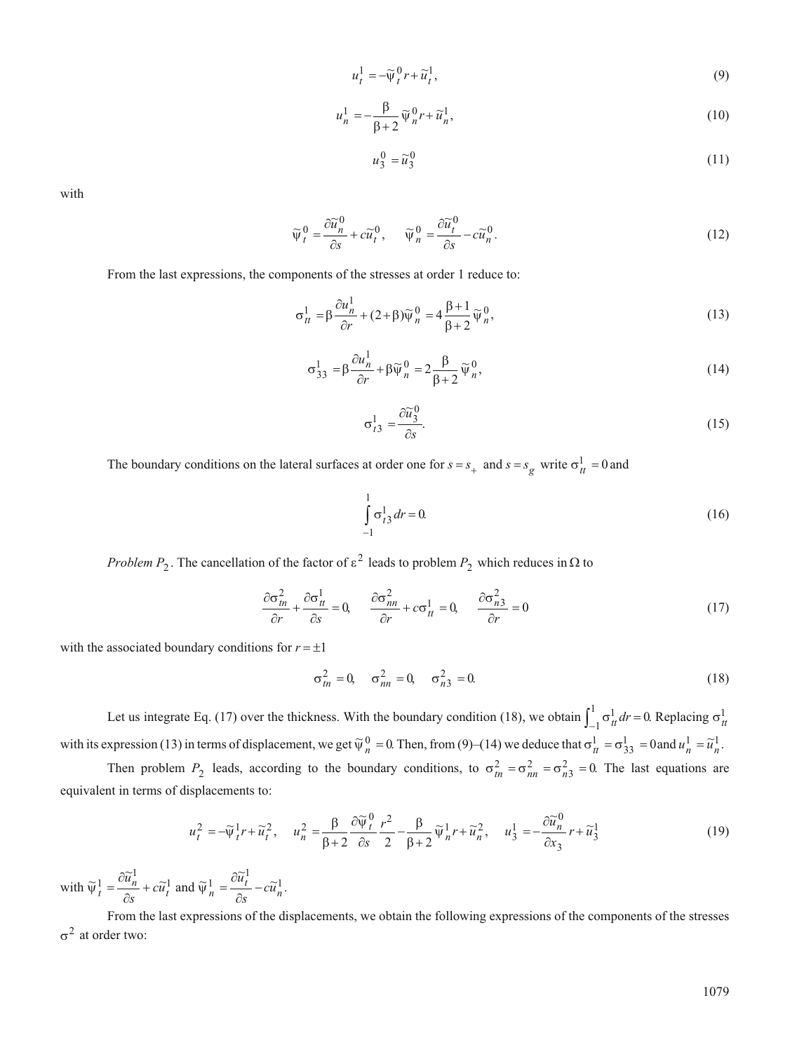$$u_t^1 = -\widetilde{\psi}_t^0 r + \widetilde{u}_t^1, \tag{9}$$

$$u_n^1 = -\frac{\beta}{\beta+2}\widetilde{\psi}_n^0 r + \widetilde{u}_n^1, \tag{10}$$

$$u_3^0 = \widetilde{u}_3^0 \tag{11}$$

with

$$\widetilde{\psi}_t^0 = \frac{\partial \widetilde{u}_n^0}{\partial s} + c\widetilde{u}_t^0, \quad \widetilde{\psi}_n^0 = \frac{\partial \widetilde{u}_t^0}{\partial s} - c\widetilde{u}_n^0. \tag{12}$$

From the last expressions, the components of the stresses at order 1 reduce to:

$$\sigma_{tt}^1 = \beta\frac{\partial u_n^1}{\partial r} + (2+\beta)\widetilde{\psi}_n^0 = 4\frac{\beta+1}{\beta+2}\widetilde{\psi}_n^0, \tag{13}$$

$$\sigma_{33}^1 = \beta\frac{\partial u_n^1}{\partial r} + \beta\widetilde{\psi}_n^0 = 2\frac{\beta}{\beta+2}\widetilde{\psi}_n^0, \tag{14}$$

$$\sigma_{t3}^1 = \frac{\partial \widetilde{u}_3^0}{\partial s}. \tag{15}$$

The boundary conditions on the lateral surfaces at order one for $s = s_+$ and $s = s_g$ write $\sigma_{tt}^1 = 0$ and

$$\int_{-1}^{1} \sigma_{t3}^1 \, dr = 0. \tag{16}$$

*Problem* $P_2$. The cancellation of the factor of $\varepsilon^2$ leads to problem $P_2$ which reduces in $\Omega$ to

$$\frac{\partial \sigma_{tn}^2}{\partial r} + \frac{\partial \sigma_{tt}^1}{\partial s} = 0, \quad \frac{\partial \sigma_{nn}^2}{\partial r} + c\sigma_{tt}^1 = 0, \quad \frac{\partial \sigma_{n3}^2}{\partial r} = 0 \tag{17}$$

with the associated boundary conditions for $r = \pm 1$

$$\sigma_{tn}^2 = 0, \quad \sigma_{nn}^2 = 0, \quad \sigma_{n3}^2 = 0. \tag{18}$$

Let us integrate Eq. (17) over the thickness. With the boundary condition (18), we obtain $\int_{-1}^{1} \sigma_{tt}^1 \, dr = 0$. Replacing $\sigma_{tt}^1$ with its expression (13) in terms of displacement, we get $\widetilde{\psi}_n^0 = 0$. Then, from (9)–(14) we deduce that $\sigma_{tt}^1 = \sigma_{33}^1 = 0$ and $u_n^1 = \widetilde{u}_n^1$.

Then problem $P_2$ leads, according to the boundary conditions, to $\sigma_{tn}^2 = \sigma_{nn}^2 = \sigma_{n3}^2 = 0$. The last equations are equivalent in terms of displacements to:

$$u_t^2 = -\widetilde{\psi}_t^1 r + \widetilde{u}_t^2, \quad u_n^2 = \frac{\beta}{\beta+2}\frac{\partial \widetilde{\psi}_t^0}{\partial s}\frac{r^2}{2} - \frac{\beta}{\beta+2}\widetilde{\psi}_n^1 r + \widetilde{u}_n^2, \quad u_3^1 = -\frac{\partial \widetilde{u}_n^0}{\partial x_3} r + \widetilde{u}_3^1 \tag{19}$$

with $\widetilde{\psi}_t^1 = \dfrac{\partial \widetilde{u}_n^1}{\partial s} + c\widetilde{u}_t^1$ and $\widetilde{\psi}_n^1 = \dfrac{\partial \widetilde{u}_t^1}{\partial s} - c\widetilde{u}_n^1$.

From the last expressions of the displacements, we obtain the following expressions of the components of the stresses $\sigma^2$ at order two: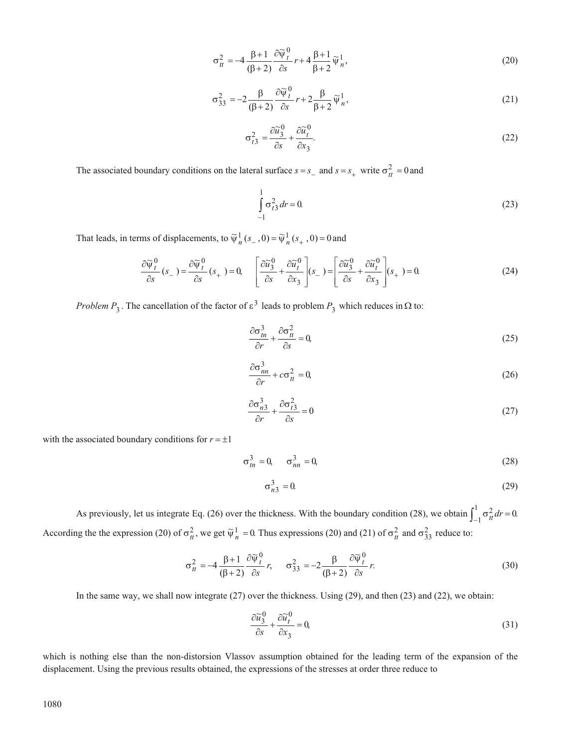$$\sigma_{tt}^2 = -4\frac{\beta+1}{(\beta+2)}\frac{\partial\tilde{\psi}_t^0}{\partial s}r + 4\frac{\beta+1}{\beta+2}\tilde{\psi}_n^1, \tag{20}$$

$$\sigma_{33}^2 = -2\frac{\beta}{(\beta+2)}\frac{\partial\tilde{\psi}_t^0}{\partial s}r + 2\frac{\beta}{\beta+2}\tilde{\psi}_n^1, \tag{21}$$

$$\sigma_{t3}^2 = \frac{\partial\tilde{u}_3^0}{\partial s} + \frac{\partial\tilde{u}_t^0}{\partial x_3}. \tag{22}$$

The associated boundary conditions on the lateral surface $s = s_-$ and $s = s_+$ write $\sigma_{tt}^2 = 0$ and

$$\int_{-1}^{1} \sigma_{t3}^2 \, dr = 0. \tag{23}$$

That leads, in terms of displacements, to $\tilde{\psi}_n^1(s_-, 0) = \tilde{\psi}_n^1(s_+, 0) = 0$ and

$$\frac{\partial\tilde{\psi}_t^0}{\partial s}(s_-) = \frac{\partial\tilde{\psi}_t^0}{\partial s}(s_+) = 0, \quad \left[\frac{\partial\tilde{u}_3^0}{\partial s} + \frac{\partial\tilde{u}_t^0}{\partial x_3}\right](s_-) = \left[\frac{\partial\tilde{u}_3^0}{\partial s} + \frac{\partial\tilde{u}_t^0}{\partial x_3}\right](s_+) = 0. \tag{24}$$

*Problem* $P_3$. The cancellation of the factor of $\varepsilon^3$ leads to problem $P_3$ which reduces in $\Omega$ to:

$$\frac{\partial\sigma_{tn}^3}{\partial r} + \frac{\partial\sigma_{tt}^2}{\partial s} = 0, \tag{25}$$

$$\frac{\partial\sigma_{nn}^3}{\partial r} + c\sigma_{tt}^2 = 0, \tag{26}$$

$$\frac{\partial\sigma_{n3}^3}{\partial r} + \frac{\partial\sigma_{t3}^2}{\partial s} = 0 \tag{27}$$

with the associated boundary conditions for $r = \pm 1$

$$\sigma_{tn}^3 = 0, \quad \sigma_{nn}^3 = 0, \tag{28}$$

$$\sigma_{n3}^3 = 0. \tag{29}$$

As previously, let us integrate Eq. (26) over the thickness. With the boundary condition (28), we obtain $\int_{-1}^{1}\sigma_{tt}^2\,dr = 0.$ According the the expression (20) of $\sigma_{tt}^2$, we get $\tilde{\psi}_n^1 = 0$. Thus expressions (20) and (21) of $\sigma_{tt}^2$ and $\sigma_{33}^2$ reduce to:

$$\sigma_{tt}^2 = -4\frac{\beta+1}{(\beta+2)}\frac{\partial\tilde{\psi}_t^0}{\partial s}r, \quad \sigma_{33}^2 = -2\frac{\beta}{(\beta+2)}\frac{\partial\tilde{\psi}_t^0}{\partial s}r. \tag{30}$$

In the same way, we shall now integrate (27) over the thickness. Using (29), and then (23) and (22), we obtain:

$$\frac{\partial\tilde{u}_3^0}{\partial s} + \frac{\partial\tilde{u}_t^0}{\partial x_3} = 0, \tag{31}$$

which is nothing else than the non-distorsion Vlassov assumption obtained for the leading term of the expansion of the displacement. Using the previous results obtained, the expressions of the stresses at order three reduce to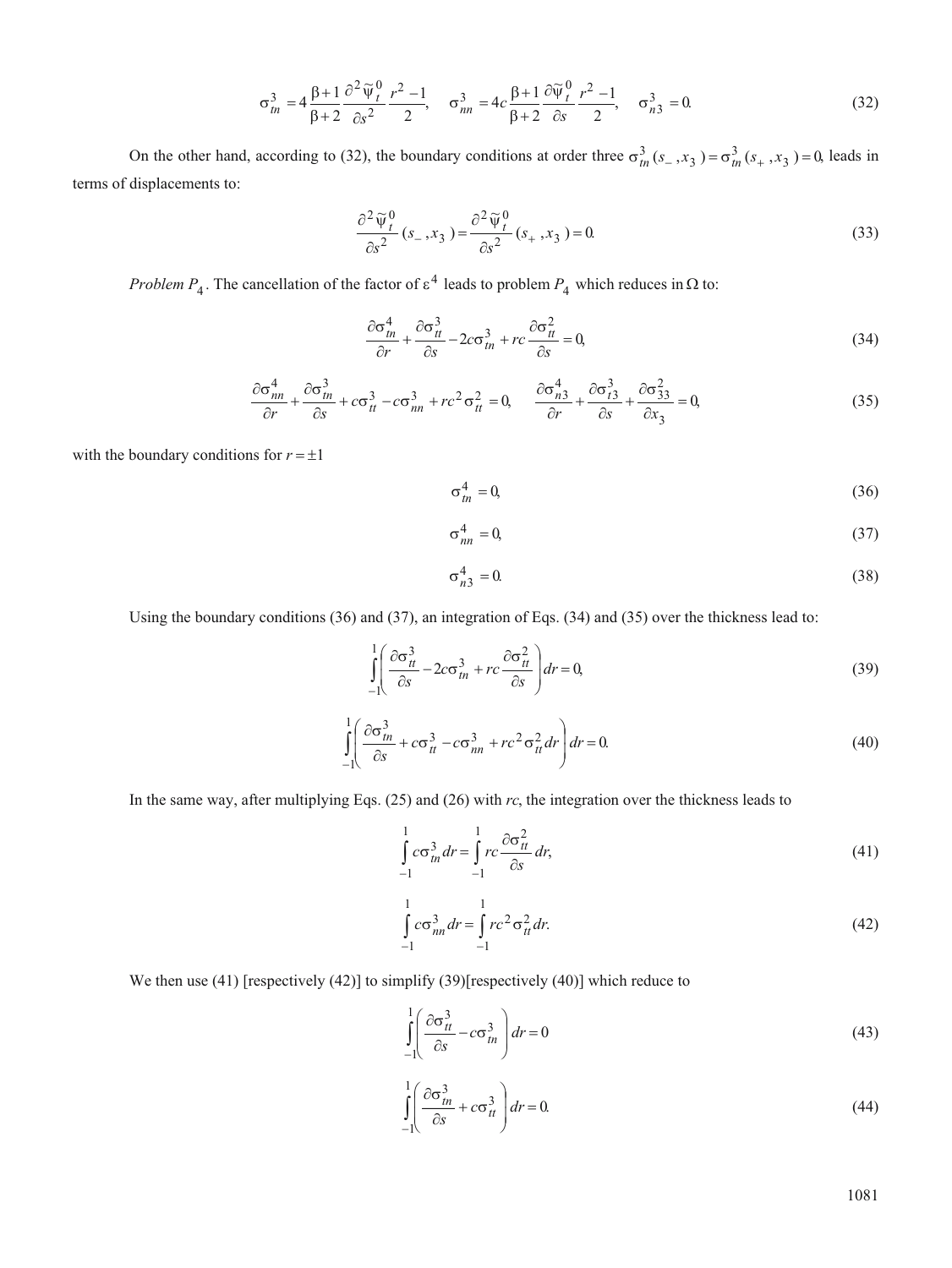$$\sigma_{tn}^3 = 4\frac{\beta+1}{\beta+2}\frac{\partial^2 \tilde{\psi}_t^0}{\partial s^2}\frac{r^2-1}{2}, \quad \sigma_{nn}^3 = 4c\frac{\beta+1}{\beta+2}\frac{\partial \tilde{\psi}_t^0}{\partial s}\frac{r^2-1}{2}, \quad \sigma_{n3}^3 = 0. \tag{32}$$

On the other hand, according to (32), the boundary conditions at order three $\sigma_{tn}^3(s_-, x_3) = \sigma_{tn}^3(s_+, x_3) = 0$, leads in terms of displacements to:

$$\frac{\partial^2 \tilde{\psi}_t^0}{\partial s^2}(s_-, x_3) = \frac{\partial^2 \tilde{\psi}_t^0}{\partial s^2}(s_+, x_3) = 0. \tag{33}$$

*Problem* $P_4$. The cancellation of the factor of $\varepsilon^4$ leads to problem $P_4$ which reduces in $\Omega$ to:

$$\frac{\partial \sigma_{tn}^4}{\partial r} + \frac{\partial \sigma_{tt}^3}{\partial s} - 2c\sigma_{tn}^3 + rc\frac{\partial \sigma_{tt}^2}{\partial s} = 0, \tag{34}$$

$$\frac{\partial \sigma_{nn}^4}{\partial r} + \frac{\partial \sigma_{tn}^3}{\partial s} + c\sigma_{tt}^3 - c\sigma_{nn}^3 + rc^2\sigma_{tt}^2 = 0, \quad \frac{\partial \sigma_{n3}^4}{\partial r} + \frac{\partial \sigma_{t3}^3}{\partial s} + \frac{\partial \sigma_{33}^2}{\partial x_3} = 0, \tag{35}$$

with the boundary conditions for $r = \pm 1$

$$\sigma_{tn}^4 = 0, \tag{36}$$

$$\sigma_{nn}^4 = 0, \tag{37}$$

$$\sigma_{n3}^4 = 0. \tag{38}$$

Using the boundary conditions (36) and (37), an integration of Eqs. (34) and (35) over the thickness lead to:

$$\int_{-1}^{1}\left(\frac{\partial \sigma_{tt}^3}{\partial s} - 2c\sigma_{tn}^3 + rc\frac{\partial \sigma_{tt}^2}{\partial s}\right)dr = 0, \tag{39}$$

$$\int_{-1}^{1}\left(\frac{\partial \sigma_{tn}^3}{\partial s} + c\sigma_{tt}^3 - c\sigma_{nn}^3 + rc^2\sigma_{tt}^2 dr\right)dr = 0. \tag{40}$$

In the same way, after multiplying Eqs. (25) and (26) with *rc*, the integration over the thickness leads to

$$\int_{-1}^{1} c\sigma_{tn}^3 dr = \int_{-1}^{1} rc\frac{\partial \sigma_{tt}^2}{\partial s}dr, \tag{41}$$

$$\int_{-1}^{1} c\sigma_{nn}^3 dr = \int_{-1}^{1} rc^2\sigma_{tt}^2 dr. \tag{42}$$

We then use (41) [respectively (42)] to simplify (39)[respectively (40)] which reduce to

$$\int_{-1}^{1}\left(\frac{\partial \sigma_{tt}^3}{\partial s} - c\sigma_{tn}^3\right)dr = 0 \tag{43}$$

$$\int_{-1}^{1}\left(\frac{\partial \sigma_{tn}^3}{\partial s} + c\sigma_{tt}^3\right)dr = 0. \tag{44}$$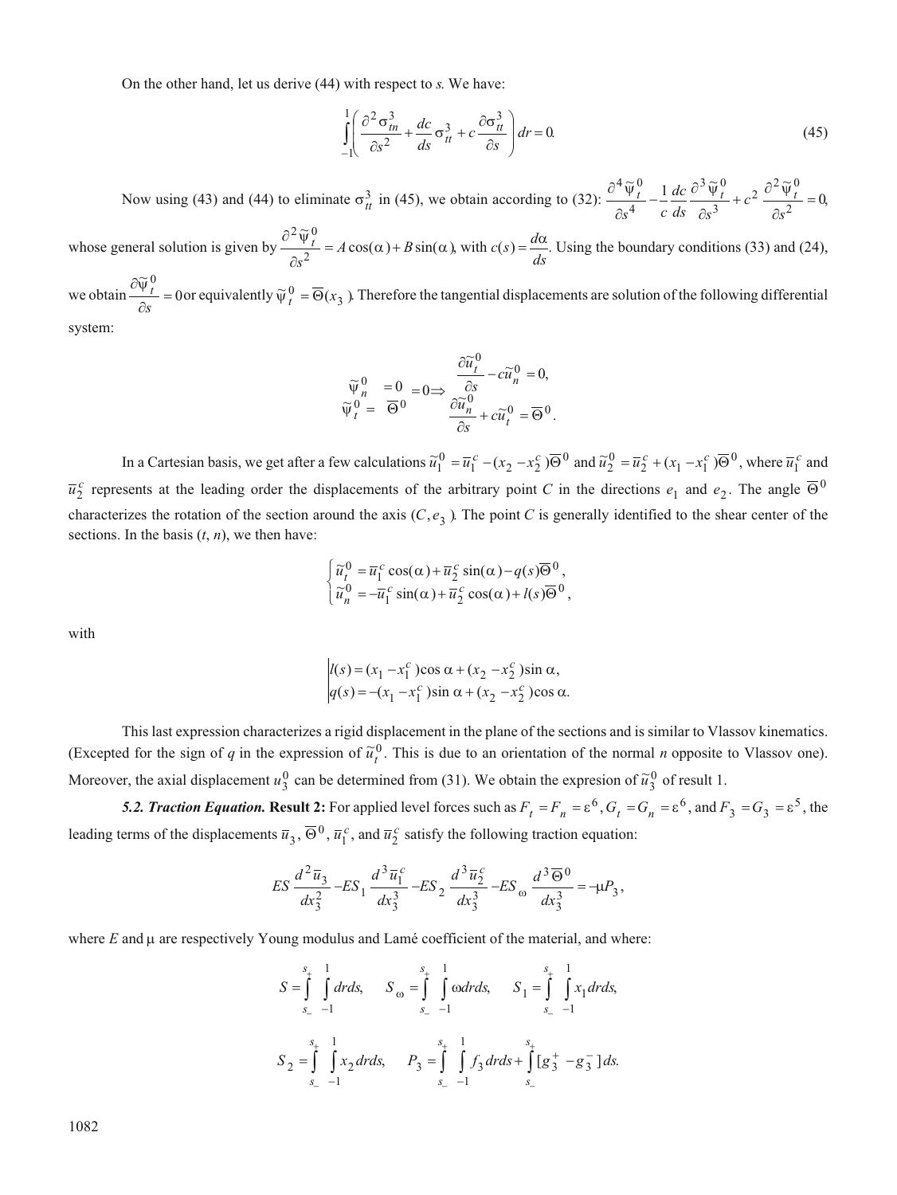On the other hand, let us derive (44) with respect to *s*. We have:

$$\int_{-1}^{1}\left(\frac{\partial^2 \sigma_{tn}^3}{\partial s^2}+\frac{dc}{ds}\sigma_{tt}^3+c\frac{\partial \sigma_{tt}^3}{\partial s}\right)dr=0. \tag{45}$$

Now using (43) and (44) to eliminate $\sigma_{tt}^3$ in (45), we obtain according to (32): $\dfrac{\partial^4 \tilde{\psi}_t^0}{\partial s^4}-\dfrac{1}{c}\dfrac{dc}{ds}\dfrac{\partial^3 \tilde{\psi}_t^0}{\partial s^3}+c^2\dfrac{\partial^2 \tilde{\psi}_t^0}{\partial s^2}=0,$ whose general solution is given by $\dfrac{\partial^2 \tilde{\psi}_t^0}{\partial s^2}=A\cos(\alpha)+B\sin(\alpha)$, with $c(s)=\dfrac{d\alpha}{ds}$. Using the boundary conditions (33) and (24), we obtain $\dfrac{\partial \tilde{\psi}_t^0}{\partial s}=0$ or equivalently $\tilde{\psi}_t^0=\overline{\Theta}(x_3)$. Therefore the tangential displacements are solution of the following differential system:

$$\begin{matrix}\tilde{\psi}_n^0 & =0 \\ \tilde{\psi}_t^0 = & \overline{\Theta}^0\end{matrix} \; =0 \Rightarrow \begin{matrix}\dfrac{\partial \tilde{u}_t^0}{\partial s}-c\tilde{u}_n^0=0, \\ \dfrac{\partial \tilde{u}_n^0}{\partial s}+c\tilde{u}_t^0=\overline{\Theta}^0.\end{matrix}$$

In a Cartesian basis, we get after a few calculations $\tilde{u}_1^0=\overline{u}_1^c-(x_2-x_2^c)\overline{\Theta}^0$ and $\tilde{u}_2^0=\overline{u}_2^c+(x_1-x_1^c)\overline{\Theta}^0$, where $\overline{u}_1^c$ and $\overline{u}_2^c$ represents at the leading order the displacements of the arbitrary point *C* in the directions $e_1$ and $e_2$. The angle $\overline{\Theta}^0$ characterizes the rotation of the section around the axis $(C, e_3)$. The point *C* is generally identified to the shear center of the sections. In the basis (*t*, *n*), we then have:

$$\begin{cases}\tilde{u}_t^0=\overline{u}_1^c\cos(\alpha)+\overline{u}_2^c\sin(\alpha)-q(s)\overline{\Theta}^0, \\ \tilde{u}_n^0=-\overline{u}_1^c\sin(\alpha)+\overline{u}_2^c\cos(\alpha)+l(s)\overline{\Theta}^0,\end{cases}$$

with

$$\begin{vmatrix}l(s)=(x_1-x_1^c)\cos\alpha+(x_2-x_2^c)\sin\alpha, \\ q(s)=-(x_1-x_1^c)\sin\alpha+(x_2-x_2^c)\cos\alpha.\end{vmatrix}$$

This last expression characterizes a rigid displacement in the plane of the sections and is similar to Vlassov kinematics. (Excepted for the sign of *q* in the expression of $\tilde{u}_t^0$. This is due to an orientation of the normal *n* opposite to Vlassov one). Moreover, the axial displacement $u_3^0$ can be determined from (31). We obtain the expresion of $\tilde{u}_3^0$ of result 1.

***5.2. Traction Equation.*** **Result 2:** For applied level forces such as $F_t=F_n=\varepsilon^6$, $G_t=G_n=\varepsilon^6$, and $F_3=G_3=\varepsilon^5$, the leading terms of the displacements $\overline{u}_3$, $\overline{\Theta}^0$, $\overline{u}_1^c$, and $\overline{u}_2^c$ satisfy the following traction equation:

$$ES\frac{d^2\overline{u}_3}{dx_3^2}-ES_1\frac{d^3\overline{u}_1^c}{dx_3^3}-ES_2\frac{d^3\overline{u}_2^c}{dx_3^3}-ES_\omega\frac{d^3\overline{\Theta}^0}{dx_3^3}=-\mu P_3,$$

where *E* and $\mu$ are respectively Young modulus and Lamé coefficient of the material, and where:

$$S=\int_{s_-}^{s_+}\int_{-1}^{1}drds,\qquad S_\omega=\int_{s_-}^{s_+}\int_{-1}^{1}\omega drds,\qquad S_1=\int_{s_-}^{s_+}\int_{-1}^{1}x_1drds,$$

$$S_2=\int_{s_-}^{s_+}\int_{-1}^{1}x_2drds,\qquad P_3=\int_{s_-}^{s_+}\int_{-1}^{1}f_3drds+\int_{s_-}^{s_+}[g_3^+-g_3^-]ds.$$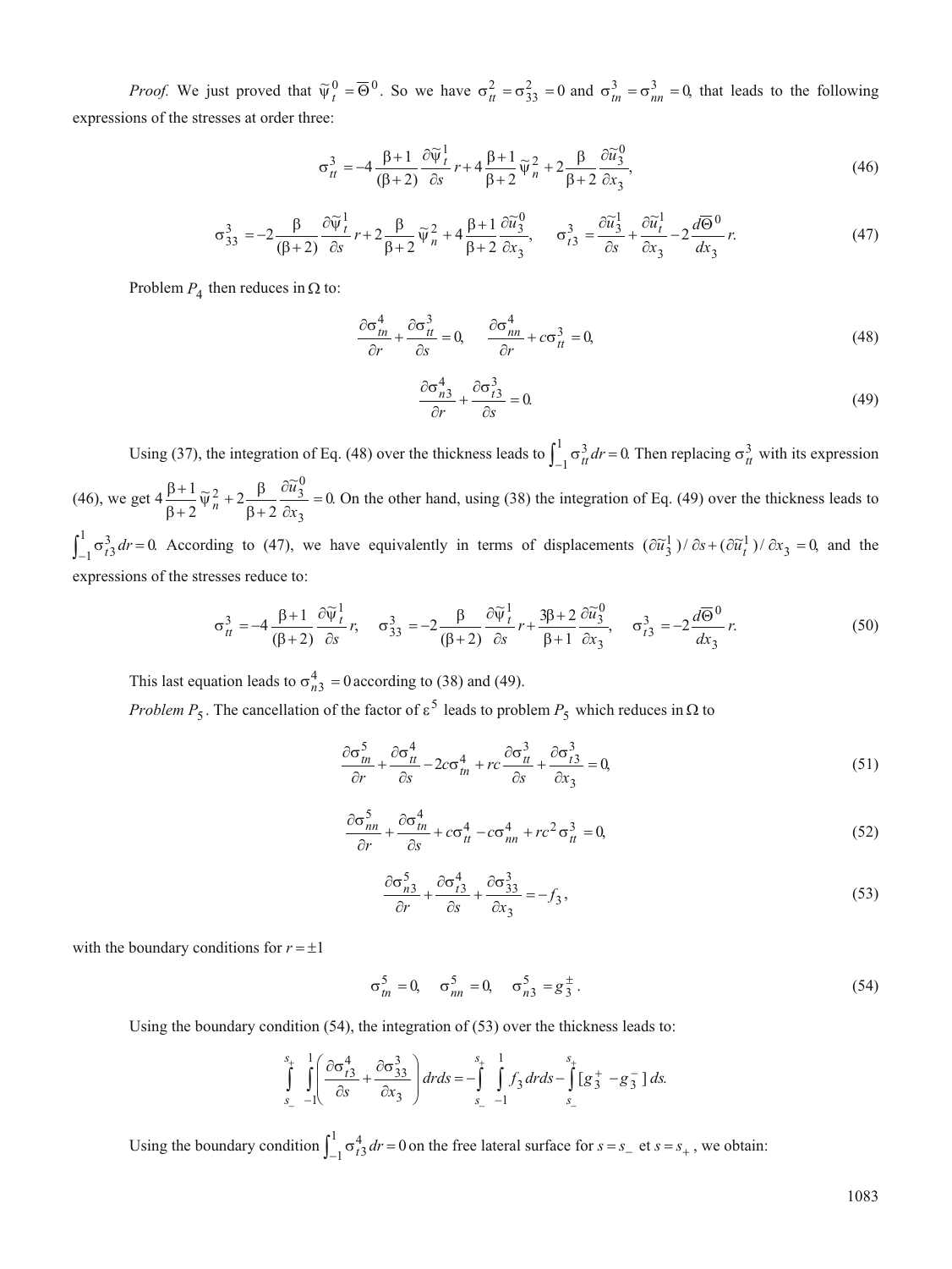*Proof.* We just proved that $\widetilde{\psi}_t^0 = \overline{\Theta}^0$. So we have $\sigma_{tt}^2 = \sigma_{33}^2 = 0$ and $\sigma_{tn}^3 = \sigma_{nn}^3 = 0$, that leads to the following expressions of the stresses at order three:

$$\sigma_{tt}^3 = -4\frac{\beta+1}{(\beta+2)}\frac{\partial \widetilde{\psi}_t^1}{\partial s}r + 4\frac{\beta+1}{\beta+2}\widetilde{\psi}_n^2 + 2\frac{\beta}{\beta+2}\frac{\partial \widetilde{u}_3^0}{\partial x_3}, \tag{46}$$

$$\sigma_{33}^3 = -2\frac{\beta}{(\beta+2)}\frac{\partial \widetilde{\psi}_t^1}{\partial s}r + 2\frac{\beta}{\beta+2}\widetilde{\psi}_n^2 + 4\frac{\beta+1}{\beta+2}\frac{\partial \widetilde{u}_3^0}{\partial x_3}, \quad \sigma_{t3}^3 = \frac{\partial \widetilde{u}_3^1}{\partial s} + \frac{\partial \widetilde{u}_t^1}{\partial x_3} - 2\frac{d\overline{\Theta}^0}{dx_3}r. \tag{47}$$

Problem $P_4$ then reduces in $\Omega$ to:

$$\frac{\partial \sigma_{tn}^4}{\partial r} + \frac{\partial \sigma_{tt}^3}{\partial s} = 0, \quad \frac{\partial \sigma_{nn}^4}{\partial r} + c\sigma_{tt}^3 = 0, \tag{48}$$

$$\frac{\partial \sigma_{n3}^4}{\partial r} + \frac{\partial \sigma_{t3}^3}{\partial s} = 0. \tag{49}$$

Using (37), the integration of Eq. (48) over the thickness leads to $\int_{-1}^{1}\sigma_{tt}^3 dr = 0$. Then replacing $\sigma_{tt}^3$ with its expression (46), we get $4\frac{\beta+1}{\beta+2}\widetilde{\psi}_n^2 + 2\frac{\beta}{\beta+2}\frac{\partial \widetilde{u}_3^0}{\partial x_3} = 0$. On the other hand, using (38) the integration of Eq. (49) over the thickness leads to $\int_{-1}^{1}\sigma_{t3}^3 dr = 0$. According to (47), we have equivalently in terms of displacements $(\partial \widetilde{u}_3^1)/\partial s + (\partial \widetilde{u}_t^1)/\partial x_3 = 0$, and the expressions of the stresses reduce to:

$$\sigma_{tt}^3 = -4\frac{\beta+1}{(\beta+2)}\frac{\partial \widetilde{\psi}_t^1}{\partial s}r, \quad \sigma_{33}^3 = -2\frac{\beta}{(\beta+2)}\frac{\partial \widetilde{\psi}_t^1}{\partial s}r + \frac{3\beta+2}{\beta+1}\frac{\partial \widetilde{u}_3^0}{\partial x_3}, \quad \sigma_{t3}^3 = -2\frac{d\overline{\Theta}^0}{dx_3}r. \tag{50}$$

This last equation leads to $\sigma_{n3}^4 = 0$ according to (38) and (49).

*Problem* $P_5$. The cancellation of the factor of $\varepsilon^5$ leads to problem $P_5$ which reduces in $\Omega$ to

$$\frac{\partial \sigma_{tn}^5}{\partial r} + \frac{\partial \sigma_{tt}^4}{\partial s} - 2c\sigma_{tn}^4 + rc\frac{\partial \sigma_{tt}^3}{\partial s} + \frac{\partial \sigma_{t3}^3}{\partial x_3} = 0, \tag{51}$$

$$\frac{\partial \sigma_{nn}^5}{\partial r} + \frac{\partial \sigma_{tn}^4}{\partial s} + c\sigma_{tt}^4 - c\sigma_{nn}^4 + rc^2\sigma_{tt}^3 = 0, \tag{52}$$

$$\frac{\partial \sigma_{n3}^5}{\partial r} + \frac{\partial \sigma_{t3}^4}{\partial s} + \frac{\partial \sigma_{33}^3}{\partial x_3} = -f_3, \tag{53}$$

with the boundary conditions for $r = \pm 1$

$$\sigma_{tn}^5 = 0, \quad \sigma_{nn}^5 = 0, \quad \sigma_{n3}^5 = g_3^{\pm}. \tag{54}$$

Using the boundary condition (54), the integration of (53) over the thickness leads to:

$$\int_{s_-}^{s_+}\int_{-1}^{1}\left(\frac{\partial \sigma_{t3}^4}{\partial s} + \frac{\partial \sigma_{33}^3}{\partial x_3}\right)drds = -\int_{s_-}^{s_+}\int_{-1}^{1} f_3\, drds - \int_{s_-}^{s_+}[g_3^+ - g_3^-]\, ds.$$

Using the boundary condition $\int_{-1}^{1}\sigma_{t3}^4 dr = 0$ on the free lateral surface for $s = s_-$ et $s = s_+$, we obtain: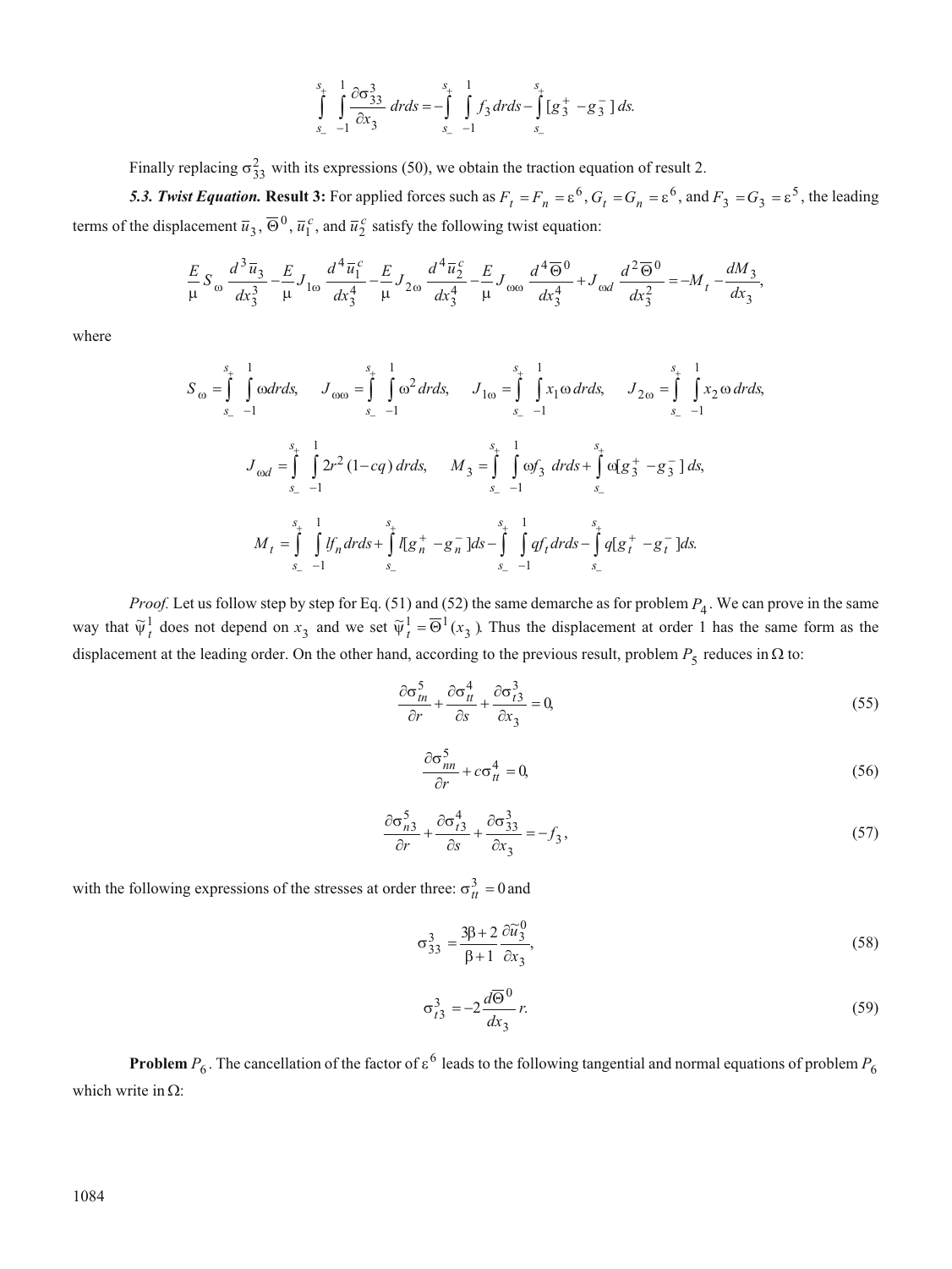$$\int_{s_-}^{s_+}\int_{-1}^{1}\frac{\partial\sigma_{33}^3}{\partial x_3}\,drds=-\int_{s_-}^{s_+}\int_{-1}^{1}f_3\,drds-\int_{s_-}^{s_+}[g_3^+-g_3^-]\,ds.$$

Finally replacing $\sigma_{33}^2$ with its expressions (50), we obtain the traction equation of result 2.

***5.3. Twist Equation.*** **Result 3:** For applied forces such as $F_t=F_n=\varepsilon^6$, $G_t=G_n=\varepsilon^6$, and $F_3=G_3=\varepsilon^5$, the leading terms of the displacement $\overline{u}_3$, $\overline{\Theta}^0$, $\overline{u}_1^c$, and $\overline{u}_2^c$ satisfy the following twist equation:

$$\frac{E}{\mu}S_\omega\frac{d^3\overline{u}_3}{dx_3^3}-\frac{E}{\mu}J_{1\omega}\frac{d^4\overline{u}_1^c}{dx_3^4}-\frac{E}{\mu}J_{2\omega}\frac{d^4\overline{u}_2^c}{dx_3^4}-\frac{E}{\mu}J_{\omega\omega}\frac{d^4\overline{\Theta}^0}{dx_3^4}+J_{\omega d}\frac{d^2\overline{\Theta}^0}{dx_3^2}=-M_t-\frac{dM_3}{dx_3},$$

where

$$S_\omega=\int_{s_-}^{s_+}\int_{-1}^{1}\omega drds,\quad J_{\omega\omega}=\int_{s_-}^{s_+}\int_{-1}^{1}\omega^2drds,\quad J_{1\omega}=\int_{s_-}^{s_+}\int_{-1}^{1}x_1\omega\,drds,\quad J_{2\omega}=\int_{s_-}^{s_+}\int_{-1}^{1}x_2\,\omega\,drds,$$

$$J_{\omega d}=\int_{s_-}^{s_+}\int_{-1}^{1}2r^2(1-cq)\,drds,\quad M_3=\int_{s_-}^{s_+}\int_{-1}^{1}\omega f_3\,drds+\int_{s_-}^{s_+}\omega[g_3^+-g_3^-]\,ds,$$

$$M_t=\int_{s_-}^{s_+}\int_{-1}^{1}lf_n drds+\int_{s_-}^{s_+}l[g_n^+-g_n^-]ds-\int_{s_-}^{s_+}\int_{-1}^{1}qf_t drds-\int_{s_-}^{s_+}q[g_t^+-g_t^-]ds.$$

*Proof.* Let us follow step by step for Eq. (51) and (52) the same demarche as for problem $P_4$. We can prove in the same way that $\tilde{\psi}_t^1$ does not depend on $x_3$ and we set $\tilde{\psi}_t^1=\overline{\Theta}^1(x_3)$. Thus the displacement at order 1 has the same form as the displacement at the leading order. On the other hand, according to the previous result, problem $P_5$ reduces in $\Omega$ to:

$$\frac{\partial\sigma_{tn}^5}{\partial r}+\frac{\partial\sigma_{tt}^4}{\partial s}+\frac{\partial\sigma_{t3}^3}{\partial x_3}=0, \tag{55}$$

$$\frac{\partial\sigma_{nn}^5}{\partial r}+c\sigma_{tt}^4=0, \tag{56}$$

$$\frac{\partial\sigma_{n3}^5}{\partial r}+\frac{\partial\sigma_{t3}^4}{\partial s}+\frac{\partial\sigma_{33}^3}{\partial x_3}=-f_3, \tag{57}$$

with the following expressions of the stresses at order three: $\sigma_{tt}^3=0$ and

$$\sigma_{33}^3=\frac{3\beta+2}{\beta+1}\frac{\partial\tilde{u}_3^0}{\partial x_3}, \tag{58}$$

$$\sigma_{t3}^3=-2\frac{d\overline{\Theta}^0}{dx_3}r. \tag{59}$$

**Problem** $P_6$. The cancellation of the factor of $\varepsilon^6$ leads to the following tangential and normal equations of problem $P_6$ which write in $\Omega$: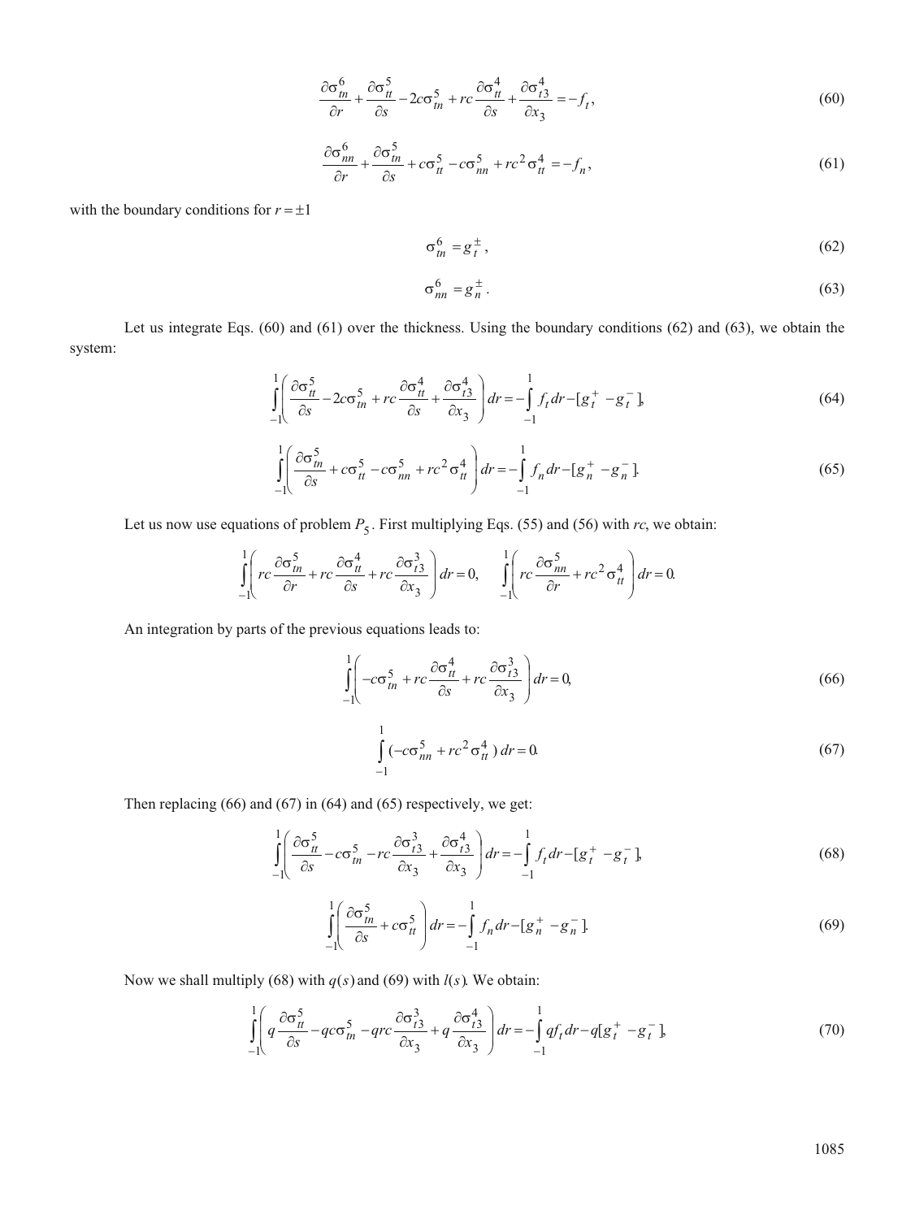$$\frac{\partial \sigma_{tn}^6}{\partial r} + \frac{\partial \sigma_{tt}^5}{\partial s} - 2c\sigma_{tn}^5 + rc\frac{\partial \sigma_{tt}^4}{\partial s} + \frac{\partial \sigma_{t3}^4}{\partial x_3} = -f_t, \tag{60}$$

$$\frac{\partial \sigma_{nn}^6}{\partial r} + \frac{\partial \sigma_{tn}^5}{\partial s} + c\sigma_{tt}^5 - c\sigma_{nn}^5 + rc^2\sigma_{tt}^4 = -f_n, \tag{61}$$

with the boundary conditions for $r = \pm 1$

$$\sigma_{tn}^6 = g_t^{\pm}, \tag{62}$$

$$\sigma_{nn}^6 = g_n^{\pm}. \tag{63}$$

Let us integrate Eqs. (60) and (61) over the thickness. Using the boundary conditions (62) and (63), we obtain the system:

$$\int_{-1}^{1} \left( \frac{\partial \sigma_{tt}^5}{\partial s} - 2c\sigma_{tn}^5 + rc\frac{\partial \sigma_{tt}^4}{\partial s} + \frac{\partial \sigma_{t3}^4}{\partial x_3} \right) dr = -\int_{-1}^{1} f_t \, dr - [g_t^+ - g_t^-], \tag{64}$$

$$\int_{-1}^{1} \left( \frac{\partial \sigma_{tn}^5}{\partial s} + c\sigma_{tt}^5 - c\sigma_{nn}^5 + rc^2\sigma_{tt}^4 \right) dr = -\int_{-1}^{1} f_n \, dr - [g_n^+ - g_n^-]. \tag{65}$$

Let us now use equations of problem $P_5$. First multiplying Eqs. (55) and (56) with $rc$, we obtain:

$$\int_{-1}^{1} \left( rc\frac{\partial \sigma_{tn}^5}{\partial r} + rc\frac{\partial \sigma_{tt}^4}{\partial s} + rc\frac{\partial \sigma_{t3}^3}{\partial x_3} \right) dr = 0, \qquad \int_{-1}^{1} \left( rc\frac{\partial \sigma_{nn}^5}{\partial r} + rc^2\sigma_{tt}^4 \right) dr = 0.$$

An integration by parts of the previous equations leads to:

$$\int_{-1}^{1} \left( -c\sigma_{tn}^5 + rc\frac{\partial \sigma_{tt}^4}{\partial s} + rc\frac{\partial \sigma_{t3}^3}{\partial x_3} \right) dr = 0, \tag{66}$$

$$\int_{-1}^{1} (-c\sigma_{nn}^5 + rc^2\sigma_{tt}^4) \, dr = 0. \tag{67}$$

Then replacing (66) and (67) in (64) and (65) respectively, we get:

$$\int_{-1}^{1} \left( \frac{\partial \sigma_{tt}^5}{\partial s} - c\sigma_{tn}^5 - rc\frac{\partial \sigma_{t3}^3}{\partial x_3} + \frac{\partial \sigma_{t3}^4}{\partial x_3} \right) dr = -\int_{-1}^{1} f_t \, dr - [g_t^+ - g_t^-], \tag{68}$$

$$\int_{-1}^{1} \left( \frac{\partial \sigma_{tn}^5}{\partial s} + c\sigma_{tt}^5 \right) dr = -\int_{-1}^{1} f_n \, dr - [g_n^+ - g_n^-]. \tag{69}$$

Now we shall multiply (68) with $q(s)$ and (69) with $l(s)$. We obtain:

$$\int_{-1}^{1} \left( q\frac{\partial \sigma_{tt}^5}{\partial s} - qc\sigma_{tn}^5 - qrc\frac{\partial \sigma_{t3}^3}{\partial x_3} + q\frac{\partial \sigma_{t3}^4}{\partial x_3} \right) dr = -\int_{-1}^{1} qf_t \, dr - q[g_t^+ - g_t^-], \tag{70}$$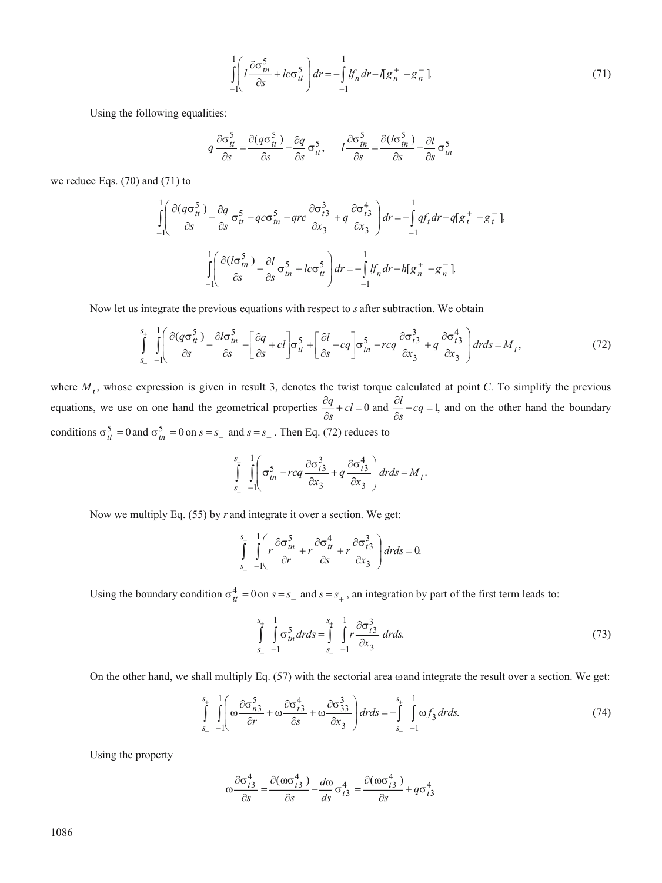$$\int_{-1}^{1}\left( l\frac{\partial \sigma_{tn}^{5}}{\partial s}+lc\sigma_{tt}^{5}\right) dr=-\int_{-1}^{1} lf_n dr - l[g_n^{+}-g_n^{-}]. \tag{71}$$

Using the following equalities:

$$q\frac{\partial \sigma_{tt}^{5}}{\partial s}=\frac{\partial (q\sigma_{tt}^{5})}{\partial s}-\frac{\partial q}{\partial s}\sigma_{tt}^{5}, \qquad l\frac{\partial \sigma_{tn}^{5}}{\partial s}=\frac{\partial (l\sigma_{tn}^{5})}{\partial s}-\frac{\partial l}{\partial s}\sigma_{tn}^{5}$$

we reduce Eqs. (70) and (71) to

$$\int_{-1}^{1}\left( \frac{\partial (q\sigma_{tt}^{5})}{\partial s}-\frac{\partial q}{\partial s}\sigma_{tt}^{5}-qc\sigma_{tn}^{5}-qrc\frac{\partial \sigma_{t3}^{3}}{\partial x_3}+q\frac{\partial \sigma_{t3}^{4}}{\partial x_3}\right) dr=-\int_{-1}^{1} qf_t dr - q[g_t^{+}-g_t^{-}],$$

$$\int_{-1}^{1}\left( \frac{\partial (l\sigma_{tn}^{5})}{\partial s}-\frac{\partial l}{\partial s}\sigma_{tn}^{5}+lc\sigma_{tt}^{5}\right) dr=-\int_{-1}^{1} lf_n dr - h[g_n^{+}-g_n^{-}].$$

Now let us integrate the previous equations with respect to $s$ after subtraction. We obtain

$$\int_{s_-}^{s_+}\int_{-1}^{1}\left( \frac{\partial (q\sigma_{tt}^{5})}{\partial s}-\frac{\partial l\sigma_{tn}^{5}}{\partial s}-\left[\frac{\partial q}{\partial s}+cl\right]\sigma_{tt}^{5}+\left[\frac{\partial l}{\partial s}-cq\right]\sigma_{tn}^{5}-rcq\frac{\partial \sigma_{t3}^{3}}{\partial x_3}+q\frac{\partial \sigma_{t3}^{4}}{\partial x_3}\right) drds=M_t, \tag{72}$$

where $M_t$, whose expression is given in result 3, denotes the twist torque calculated at point $C$. To simplify the previous equations, we use on one hand the geometrical properties $\frac{\partial q}{\partial s}+cl=0$ and $\frac{\partial l}{\partial s}-cq=1$, and on the other hand the boundary conditions $\sigma_{tt}^{5}=0$ and $\sigma_{tn}^{5}=0$ on $s=s_-$ and $s=s_+$. Then Eq. (72) reduces to

$$\int_{s_-}^{s_+}\int_{-1}^{1}\left( \sigma_{tn}^{5}-rcq\frac{\partial \sigma_{t3}^{3}}{\partial x_3}+q\frac{\partial \sigma_{t3}^{4}}{\partial x_3}\right) drds=M_t.$$

Now we multiply Eq. (55) by $r$ and integrate it over a section. We get:

$$\int_{s_-}^{s_+}\int_{-1}^{1}\left( r\frac{\partial \sigma_{tn}^{5}}{\partial r}+r\frac{\partial \sigma_{tt}^{4}}{\partial s}+r\frac{\partial \sigma_{t3}^{3}}{\partial x_3}\right) drds=0.$$

Using the boundary condition $\sigma_{tt}^{4}=0$ on $s=s_-$ and $s=s_+$, an integration by part of the first term leads to:

$$\int_{s_-}^{s_+}\int_{-1}^{1}\sigma_{tn}^{5} drds=\int_{s_-}^{s_+}\int_{-1}^{1} r\frac{\partial \sigma_{t3}^{3}}{\partial x_3}\, drds. \tag{73}$$

On the other hand, we shall multiply Eq. (57) with the sectorial area $\omega$ and integrate the result over a section. We get:

$$\int_{s_-}^{s_+}\int_{-1}^{1}\left( \omega\frac{\partial \sigma_{n3}^{5}}{\partial r}+\omega\frac{\partial \sigma_{t3}^{4}}{\partial s}+\omega\frac{\partial \sigma_{33}^{3}}{\partial x_3}\right) drds=-\int_{s_-}^{s_+}\int_{-1}^{1}\omega f_3\, drds. \tag{74}$$

Using the property

$$\omega\frac{\partial \sigma_{t3}^{4}}{\partial s}=\frac{\partial (\omega\sigma_{t3}^{4})}{\partial s}-\frac{d\omega}{ds}\sigma_{t3}^{4}=\frac{\partial (\omega\sigma_{t3}^{4})}{\partial s}+q\sigma_{t3}^{4}$$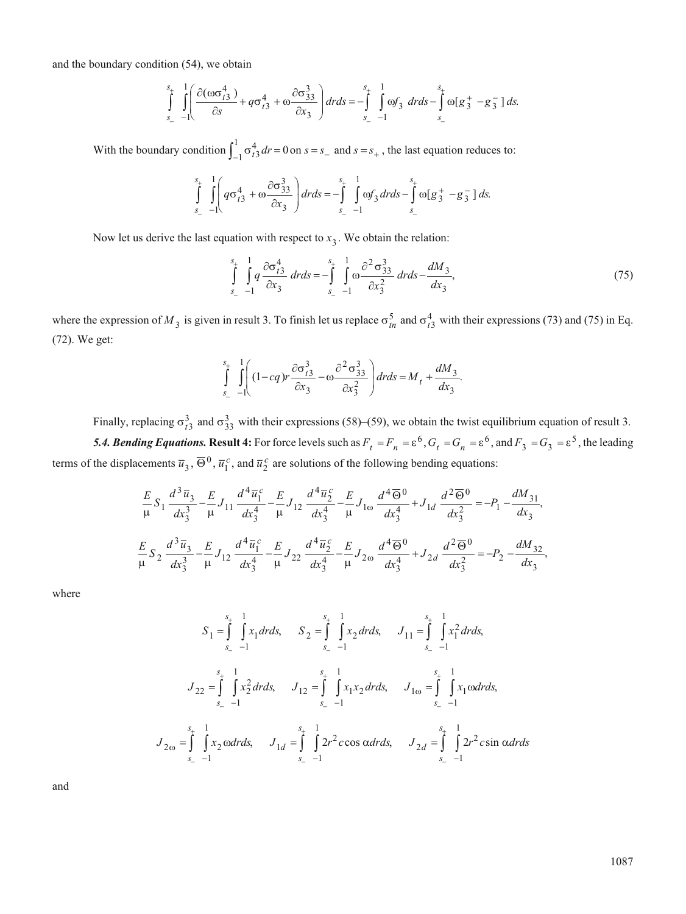and the boundary condition (54), we obtain

$$\int_{s_-}^{s_+}\int_{-1}^{1}\left(\frac{\partial(\omega\sigma_{t3}^4)}{\partial s}+q\sigma_{t3}^4+\omega\frac{\partial\sigma_{33}^3}{\partial x_3}\right)drds=-\int_{s_-}^{s_+}\int_{-1}^{1}\omega f_3\ drds-\int_{s_-}^{s_+}\omega[g_3^+-g_3^-]\,ds.$$

With the boundary condition $\int_{-1}^{1}\sigma_{t3}^4\,dr=0$ on $s=s_-$ and $s=s_+$, the last equation reduces to:

$$\int_{s_-}^{s_+}\int_{-1}^{1}\left(q\sigma_{t3}^4+\omega\frac{\partial\sigma_{33}^3}{\partial x_3}\right)drds=-\int_{s_-}^{s_+}\int_{-1}^{1}\omega f_3\,drds-\int_{s_-}^{s_+}\omega[g_3^+-g_3^-]\,ds.$$

Now let us derive the last equation with respect to $x_3$. We obtain the relation:

$$\int_{s_-}^{s_+}\int_{-1}^{1}q\frac{\partial\sigma_{t3}^4}{\partial x_3}\,drds=-\int_{s_-}^{s_+}\int_{-1}^{1}\omega\frac{\partial^2\sigma_{33}^3}{\partial x_3^2}\,drds-\frac{dM_3}{dx_3},\tag{75}$$

where the expression of $M_3$ is given in result 3. To finish let us replace $\sigma_{tn}^5$ and $\sigma_{t3}^4$ with their expressions (73) and (75) in Eq. (72). We get:

$$\int_{s_-}^{s_+}\int_{-1}^{1}\left((1-cq)r\frac{\partial\sigma_{t3}^3}{\partial x_3}-\omega\frac{\partial^2\sigma_{33}^3}{\partial x_3^2}\right)drds=M_t+\frac{dM_3}{dx_3}.$$

Finally, replacing $\sigma_{t3}^3$ and $\sigma_{33}^3$ with their expressions (58)–(59), we obtain the twist equilibrium equation of result 3.

***5.4. Bending Equations.*** **Result 4:** For force levels such as $F_t=F_n=\varepsilon^6$, $G_t=G_n=\varepsilon^6$, and $F_3=G_3=\varepsilon^5$, the leading terms of the displacements $\bar{u}_3$, $\overline{\Theta}^0$, $\bar{u}_1^c$, and $\bar{u}_2^c$ are solutions of the following bending equations:

$$\frac{E}{\mu}S_1\frac{d^3\bar{u}_3}{dx_3^3}-\frac{E}{\mu}J_{11}\frac{d^4\bar{u}_1^c}{dx_3^4}-\frac{E}{\mu}J_{12}\frac{d^4\bar{u}_2^c}{dx_3^4}-\frac{E}{\mu}J_{1\omega}\frac{d^4\overline{\Theta}^0}{dx_3^4}+J_{1d}\frac{d^2\overline{\Theta}^0}{dx_3^2}=-P_1-\frac{dM_{31}}{dx_3},$$

$$\frac{E}{\mu}S_2\frac{d^3\bar{u}_3}{dx_3^3}-\frac{E}{\mu}J_{12}\frac{d^4\bar{u}_1^c}{dx_3^4}-\frac{E}{\mu}J_{22}\frac{d^4\bar{u}_2^c}{dx_3^4}-\frac{E}{\mu}J_{2\omega}\frac{d^4\overline{\Theta}^0}{dx_3^4}+J_{2d}\frac{d^2\overline{\Theta}^0}{dx_3^2}=-P_2-\frac{dM_{32}}{dx_3},$$

where

$$S_1=\int_{s_-}^{s_+}\int_{-1}^{1}x_1drds,\qquad S_2=\int_{s_-}^{s_+}\int_{-1}^{1}x_2drds,\qquad J_{11}=\int_{s_-}^{s_+}\int_{-1}^{1}x_1^2drds,$$

$$J_{22}=\int_{s_-}^{s_+}\int_{-1}^{1}x_2^2drds,\qquad J_{12}=\int_{s_-}^{s_+}\int_{-1}^{1}x_1x_2drds,\qquad J_{1\omega}=\int_{s_-}^{s_+}\int_{-1}^{1}x_1\omega drds,$$

$$J_{2\omega}=\int_{s_-}^{s_+}\int_{-1}^{1}x_2\omega drds,\qquad J_{1d}=\int_{s_-}^{s_+}\int_{-1}^{1}2r^2c\cos\alpha drds,\qquad J_{2d}=\int_{s_-}^{s_+}\int_{-1}^{1}2r^2c\sin\alpha drds$$

and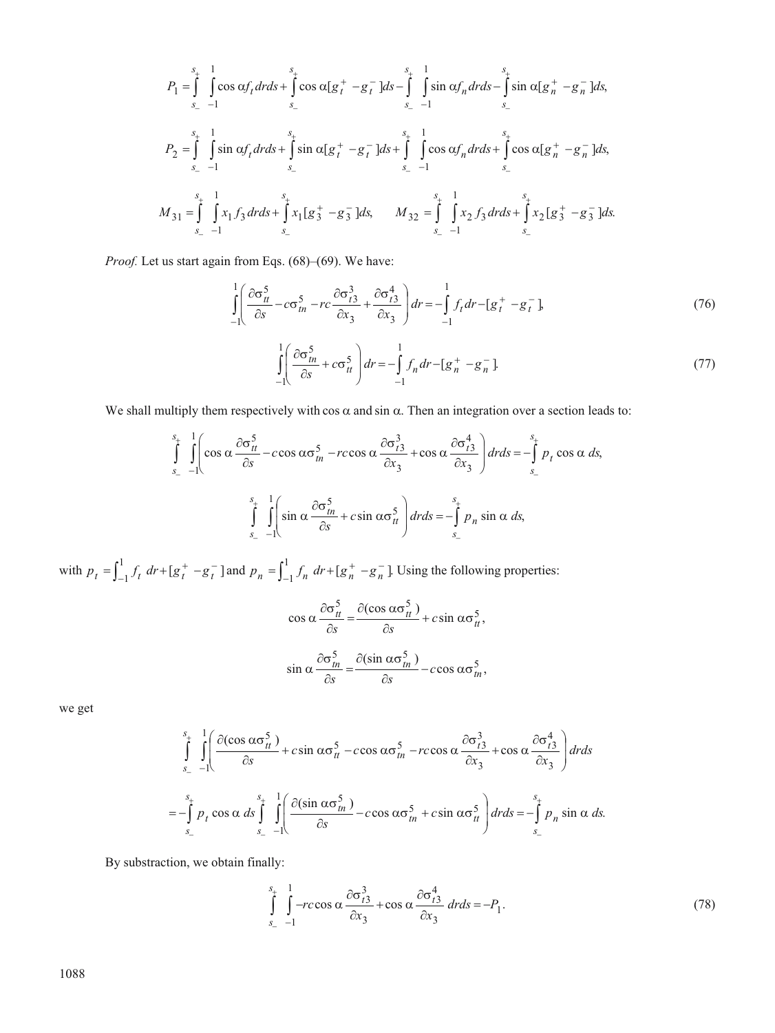$$P_1 = \int_{s_-}^{s_+}\int_{-1}^{1} \cos\alpha f_t \, dr ds + \int_{s_-}^{s_+} \cos\alpha [g_t^+ - g_t^-] ds - \int_{s_-}^{s_+}\int_{-1}^{1} \sin\alpha f_n \, dr ds - \int_{s_-}^{s_+} \sin\alpha [g_n^+ - g_n^-] ds,$$

$$P_2 = \int_{s_-}^{s_+}\int_{-1}^{1} \sin\alpha f_t \, dr ds + \int_{s_-}^{s_+} \sin\alpha [g_t^+ - g_t^-] ds + \int_{s_-}^{s_+}\int_{-1}^{1} \cos\alpha f_n \, dr ds + \int_{s_-}^{s_+} \cos\alpha [g_n^+ - g_n^-] ds,$$

$$M_{31} = \int_{s_-}^{s_+}\int_{-1}^{1} x_1 f_3 \, dr ds + \int_{s_-}^{s_+} x_1 [g_3^+ - g_3^-] ds, \qquad M_{32} = \int_{s_-}^{s_+}\int_{-1}^{1} x_2 f_3 \, dr ds + \int_{s_-}^{s_+} x_2 [g_3^+ - g_3^-] ds.$$

*Proof.* Let us start again from Eqs. (68)–(69). We have:

$$\int_{-1}^{1} \left( \frac{\partial \sigma_{tt}^5}{\partial s} - c\sigma_{tn}^5 - rc\frac{\partial \sigma_{t3}^3}{\partial x_3} + \frac{\partial \sigma_{t3}^4}{\partial x_3} \right) dr = -\int_{-1}^{1} f_t \, dr - [g_t^+ - g_t^-], \tag{76}$$

$$\int_{-1}^{1} \left( \frac{\partial \sigma_{tn}^5}{\partial s} + c\sigma_{tt}^5 \right) dr = -\int_{-1}^{1} f_n \, dr - [g_n^+ - g_n^-]. \tag{77}$$

We shall multiply them respectively with $\cos\alpha$ and $\sin\alpha$. Then an integration over a section leads to:

$$\int_{s_-}^{s_+}\int_{-1}^{1} \left( \cos\alpha \frac{\partial \sigma_{tt}^5}{\partial s} - c\cos\alpha\sigma_{tn}^5 - rc\cos\alpha \frac{\partial \sigma_{t3}^3}{\partial x_3} + \cos\alpha \frac{\partial \sigma_{t3}^4}{\partial x_3} \right) dr ds = -\int_{s_-}^{s_+} p_t \cos\alpha \, ds,$$

$$\int_{s_-}^{s_+}\int_{-1}^{1} \left( \sin\alpha \frac{\partial \sigma_{tn}^5}{\partial s} + c\sin\alpha\sigma_{tt}^5 \right) dr ds = -\int_{s_-}^{s_+} p_n \sin\alpha \, ds,$$

with $p_t = \int_{-1}^{1} f_t \, dr + [g_t^+ - g_t^-]$ and $p_n = \int_{-1}^{1} f_n \, dr + [g_n^+ - g_n^-]$. Using the following properties:

$$\cos\alpha \frac{\partial \sigma_{tt}^5}{\partial s} = \frac{\partial(\cos\alpha\sigma_{tt}^5)}{\partial s} + c\sin\alpha\sigma_{tt}^5,$$

$$\sin\alpha \frac{\partial \sigma_{tn}^5}{\partial s} = \frac{\partial(\sin\alpha\sigma_{tn}^5)}{\partial s} - c\cos\alpha\sigma_{tn}^5,$$

we get

$$\int_{s_-}^{s_+}\int_{-1}^{1} \left( \frac{\partial(\cos\alpha\sigma_{tt}^5)}{\partial s} + c\sin\alpha\sigma_{tt}^5 - c\cos\alpha\sigma_{tn}^5 - rc\cos\alpha \frac{\partial \sigma_{t3}^3}{\partial x_3} + \cos\alpha \frac{\partial \sigma_{t3}^4}{\partial x_3} \right) dr ds$$

$$= -\int_{s_-}^{s_+} p_t \cos\alpha \, ds \int_{s_-}^{s_+}\int_{-1}^{1} \left( \frac{\partial(\sin\alpha\sigma_{tn}^5)}{\partial s} - c\cos\alpha\sigma_{tn}^5 + c\sin\alpha\sigma_{tt}^5 \right) dr ds = -\int_{s_-}^{s_+} p_n \sin\alpha \, ds.$$

By substraction, we obtain finally:

$$\int_{s_-}^{s_+}\int_{-1}^{1} -rc\cos\alpha \frac{\partial \sigma_{t3}^3}{\partial x_3} + \cos\alpha \frac{\partial \sigma_{t3}^4}{\partial x_3} \, dr ds = -P_1. \tag{78}$$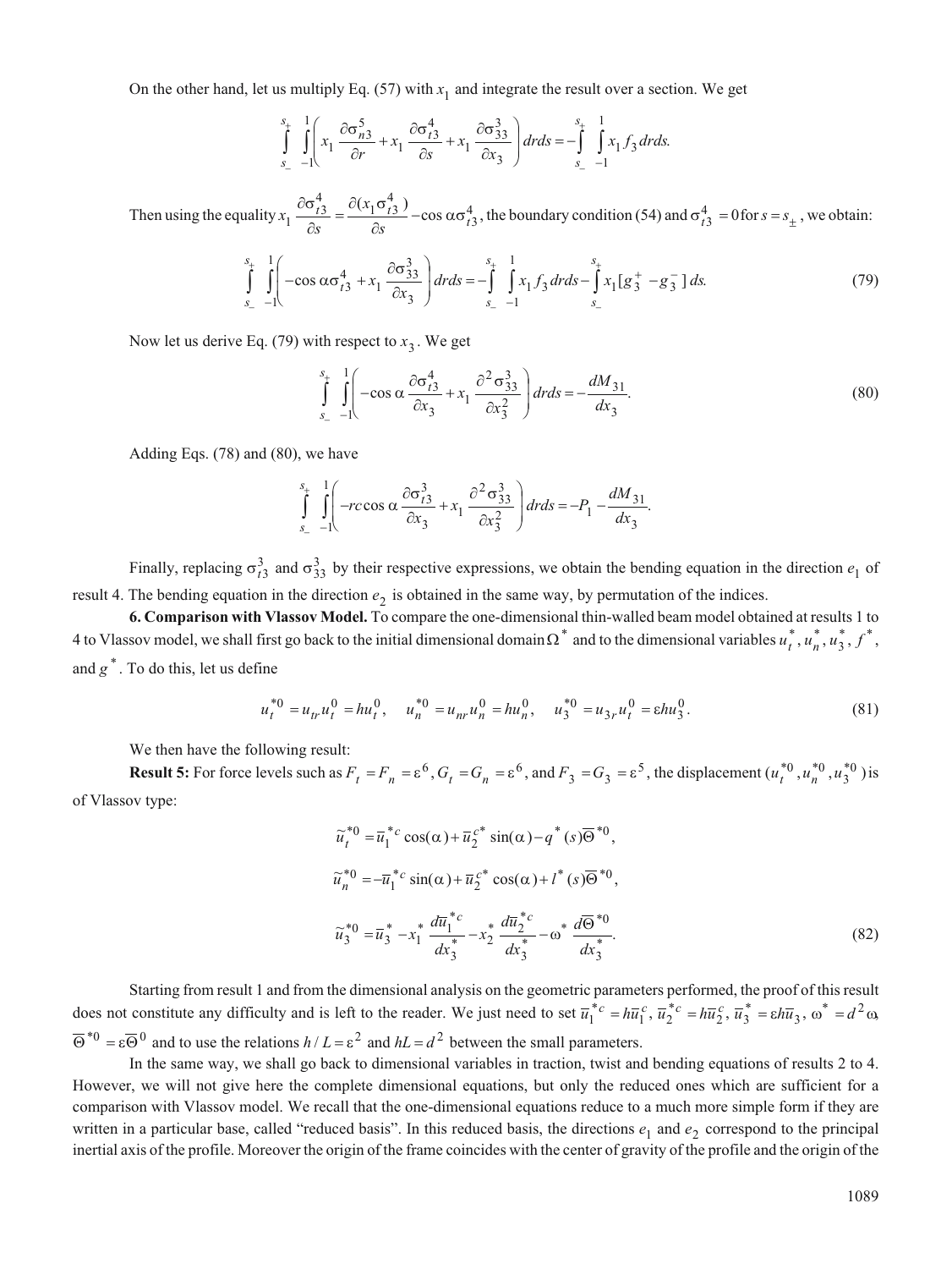On the other hand, let us multiply Eq. (57) with $x_1$ and integrate the result over a section. We get

$$\int_{s_-}^{s_+}\int_{-1}^{1}\left(x_1\frac{\partial \sigma_{n3}^5}{\partial r}+x_1\frac{\partial \sigma_{t3}^4}{\partial s}+x_1\frac{\partial \sigma_{33}^3}{\partial x_3}\right)drds=-\int_{s_-}^{s_+}\int_{-1}^{1}x_1 f_3\,drds.$$

Then using the equality $x_1\dfrac{\partial \sigma_{t3}^4}{\partial s}=\dfrac{\partial (x_1\sigma_{t3}^4)}{\partial s}-\cos\alpha\sigma_{t3}^4$, the boundary condition (54) and $\sigma_{t3}^4=0$ for $s=s_{\pm}$, we obtain:

$$\int_{s_-}^{s_+}\int_{-1}^{1}\left(-\cos\alpha\sigma_{t3}^4+x_1\frac{\partial \sigma_{33}^3}{\partial x_3}\right)drds=-\int_{s_-}^{s_+}\int_{-1}^{1}x_1 f_3\,drds-\int_{s_-}^{s_+}x_1[g_3^+-g_3^-]\,ds. \tag{79}$$

Now let us derive Eq. (79) with respect to $x_3$. We get

$$\int_{s_-}^{s_+}\int_{-1}^{1}\left(-\cos\alpha\frac{\partial \sigma_{t3}^4}{\partial x_3}+x_1\frac{\partial^2 \sigma_{33}^3}{\partial x_3^2}\right)drds=-\frac{dM_{31}}{dx_3}. \tag{80}$$

Adding Eqs. (78) and (80), we have

$$\int_{s_-}^{s_+}\int_{-1}^{1}\left(-rc\cos\alpha\frac{\partial \sigma_{t3}^3}{\partial x_3}+x_1\frac{\partial^2 \sigma_{33}^3}{\partial x_3^2}\right)drds=-P_1-\frac{dM_{31}}{dx_3}.$$

Finally, replacing $\sigma_{t3}^3$ and $\sigma_{33}^3$ by their respective expressions, we obtain the bending equation in the direction $e_1$ of result 4. The bending equation in the direction $e_2$ is obtained in the same way, by permutation of the indices.

**6. Comparison with Vlassov Model.** To compare the one-dimensional thin-walled beam model obtained at results 1 to 4 to Vlassov model, we shall first go back to the initial dimensional domain $\Omega^*$ and to the dimensional variables $u_t^*$, $u_n^*$, $u_3^*$, $f^*$, and $g^*$. To do this, let us define

$$u_t^{*0}=u_{tr}u_t^0=hu_t^0,\quad u_n^{*0}=u_{nr}u_n^0=hu_n^0,\quad u_3^{*0}=u_{3r}u_t^0=\varepsilon hu_3^0. \tag{81}$$

We then have the following result:

**Result 5:** For force levels such as $F_t=F_n=\varepsilon^6$, $G_t=G_n=\varepsilon^6$, and $F_3=G_3=\varepsilon^5$, the displacement $(u_t^{*0},u_n^{*0},u_3^{*0})$ is of Vlassov type:

$$\tilde{u}_t^{*0}=\overline{u}_1^{*c}\cos(\alpha)+\overline{u}_2^{c*}\sin(\alpha)-q^*(s)\overline{\Theta}^{*0},$$

$$\tilde{u}_n^{*0}=-\overline{u}_1^{*c}\sin(\alpha)+\overline{u}_2^{c*}\cos(\alpha)+l^*(s)\overline{\Theta}^{*0},$$

$$\tilde{u}_3^{*0}=\overline{u}_3^*-x_1^*\frac{d\overline{u}_1^{*c}}{dx_3^*}-x_2^*\frac{d\overline{u}_2^{*c}}{dx_3^*}-\omega^*\frac{d\overline{\Theta}^{*0}}{dx_3^*}. \tag{82}$$

Starting from result 1 and from the dimensional analysis on the geometric parameters performed, the proof of this result does not constitute any difficulty and is left to the reader. We just need to set $\overline{u}_1^{*c}=h\overline{u}_1^c$, $\overline{u}_2^{*c}=h\overline{u}_2^c$, $\overline{u}_3^*=\varepsilon h\overline{u}_3$, $\omega^*=d^2\omega$, $\overline{\Theta}^{*0}=\varepsilon\overline{\Theta}^0$ and to use the relations $h/L=\varepsilon^2$ and $hL=d^2$ between the small parameters.

In the same way, we shall go back to dimensional variables in traction, twist and bending equations of results 2 to 4. However, we will not give here the complete dimensional equations, but only the reduced ones which are sufficient for a comparison with Vlassov model. We recall that the one-dimensional equations reduce to a much more simple form if they are written in a particular base, called "reduced basis". In this reduced basis, the directions $e_1$ and $e_2$ correspond to the principal inertial axis of the profile. Moreover the origin of the frame coincides with the center of gravity of the profile and the origin of the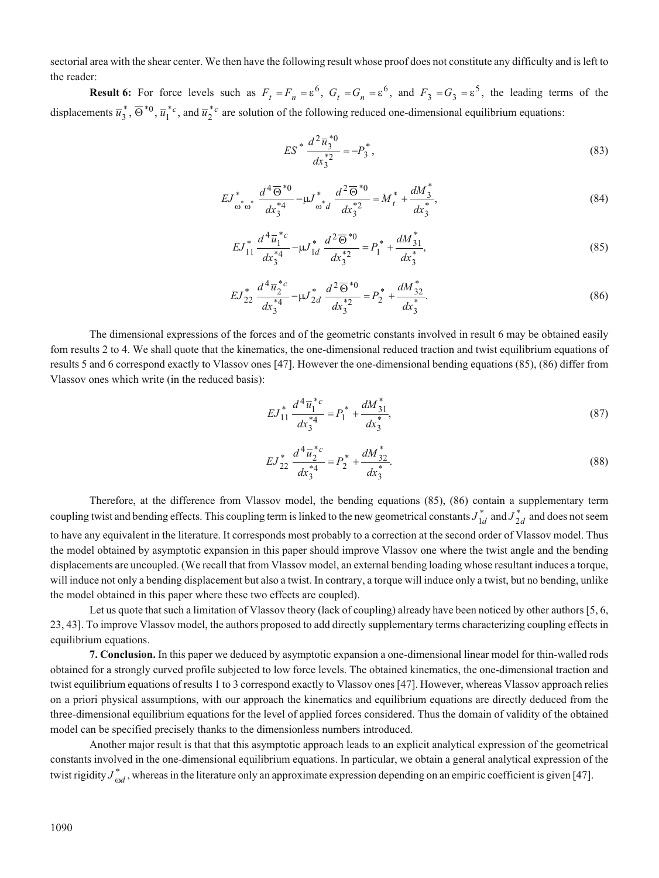sectorial area with the shear center. We then have the following result whose proof does not constitute any difficulty and is left to the reader:

**Result 6:** For force levels such as $F_t = F_n = \varepsilon^6$, $G_t = G_n = \varepsilon^6$, and $F_3 = G_3 = \varepsilon^5$, the leading terms of the displacements $\overline{u}_3^*$, $\overline{\Theta}^{*0}$, $\overline{u}_1^{*c}$, and $\overline{u}_2^{*c}$ are solution of the following reduced one-dimensional equilibrium equations:

$$ES^* \frac{d^2 \overline{u}_3^{*0}}{dx_3^{*2}} = -P_3^*, \tag{83}$$

$$EJ^*_{\omega^*\omega^*} \frac{d^4 \overline{\Theta}^{*0}}{dx_3^{*4}} - \mu J^*_{\omega^* d} \frac{d^2 \overline{\Theta}^{*0}}{dx_3^{*2}} = M_t^* + \frac{dM_3^*}{dx_3^*}, \tag{84}$$

$$EJ^*_{11} \frac{d^4 \overline{u}_1^{*c}}{dx_3^{*4}} - \mu J^*_{1d} \frac{d^2 \overline{\Theta}^{*0}}{dx_3^{*2}} = P_1^* + \frac{dM_{31}^*}{dx_3^*}, \tag{85}$$

$$EJ^*_{22} \frac{d^4 \overline{u}_2^{*c}}{dx_3^{*4}} - \mu J^*_{2d} \frac{d^2 \overline{\Theta}^{*0}}{dx_3^{*2}} = P_2^* + \frac{dM_{32}^*}{dx_3^*}. \tag{86}$$

The dimensional expressions of the forces and of the geometric constants involved in result 6 may be obtained easily fom results 2 to 4. We shall quote that the kinematics, the one-dimensional reduced traction and twist equilibrium equations of results 5 and 6 correspond exactly to Vlassov ones [47]. However the one-dimensional bending equations (85), (86) differ from Vlassov ones which write (in the reduced basis):

$$EJ^*_{11} \frac{d^4 \overline{u}_1^{*c}}{dx_3^{*4}} = P_1^* + \frac{dM_{31}^*}{dx_3^*}, \tag{87}$$

$$EJ^*_{22} \frac{d^4 \overline{u}_2^{*c}}{dx_3^{*4}} = P_2^* + \frac{dM_{32}^*}{dx_3^*}. \tag{88}$$

Therefore, at the difference from Vlassov model, the bending equations (85), (86) contain a supplementary term coupling twist and bending effects. This coupling term is linked to the new geometrical constants $J^*_{1d}$ and $J^*_{2d}$ and does not seem to have any equivalent in the literature. It corresponds most probably to a correction at the second order of Vlassov model. Thus the model obtained by asymptotic expansion in this paper should improve Vlassov one where the twist angle and the bending displacements are uncoupled. (We recall that from Vlassov model, an external bending loading whose resultant induces a torque, will induce not only a bending displacement but also a twist. In contrary, a torque will induce only a twist, but no bending, unlike the model obtained in this paper where these two effects are coupled).

Let us quote that such a limitation of Vlassov theory (lack of coupling) already have been noticed by other authors [5, 6, 23, 43]. To improve Vlassov model, the authors proposed to add directly supplementary terms characterizing coupling effects in equilibrium equations.

**7. Conclusion.** In this paper we deduced by asymptotic expansion a one-dimensional linear model for thin-walled rods obtained for a strongly curved profile subjected to low force levels. The obtained kinematics, the one-dimensional traction and twist equilibrium equations of results 1 to 3 correspond exactly to Vlassov ones [47]. However, whereas Vlassov approach relies on a priori physical assumptions, with our approach the kinematics and equilibrium equations are directly deduced from the three-dimensional equilibrium equations for the level of applied forces considered. Thus the domain of validity of the obtained model can be specified precisely thanks to the dimensionless numbers introduced.

Another major result is that that this asymptotic approach leads to an explicit analytical expression of the geometrical constants involved in the one-dimensional equilibrium equations. In particular, we obtain a general analytical expression of the twist rigidity $J^*_{\omega d}$, whereas in the literature only an approximate expression depending on an empiric coefficient is given [47].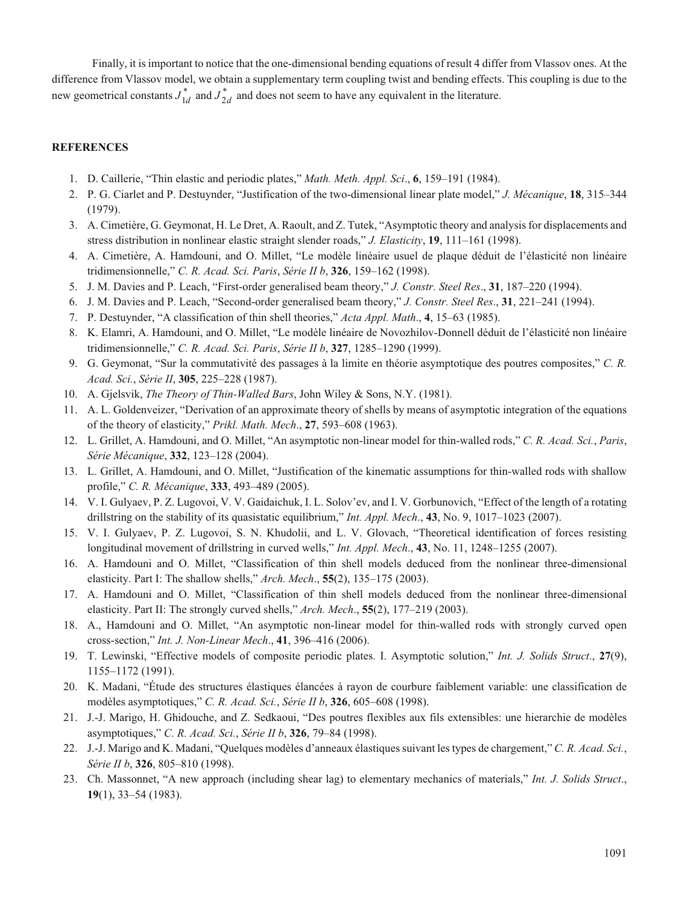Finally, it is important to notice that the one-dimensional bending equations of result 4 differ from Vlassov ones. At the difference from Vlassov model, we obtain a supplementary term coupling twist and bending effects. This coupling is due to the new geometrical constants $J^*_{1d}$ and $J^*_{2d}$ and does not seem to have any equivalent in the literature.

## REFERENCES

1. D. Caillerie, "Thin elastic and periodic plates," *Math. Meth. Appl. Sci*., **6**, 159–191 (1984).
2. P. G. Ciarlet and P. Destuynder, "Justification of the two-dimensional linear plate model," *J. Mécanique*, **18**, 315–344 (1979).
3. A. Cimetière, G. Geymonat, H. Le Dret, A. Raoult, and Z. Tutek, "Asymptotic theory and analysis for displacements and stress distribution in nonlinear elastic straight slender roads," *J. Elasticity*, **19**, 111–161 (1998).
4. A. Cimetière, A. Hamdouni, and O. Millet, "Le modèle linéaire usuel de plaque déduit de l'élasticité non linéaire tridimensionnelle," *C. R. Acad. Sci. Paris*, *Série II b*, **326**, 159–162 (1998).
5. J. M. Davies and P. Leach, "First-order generalised beam theory," *J. Constr. Steel Res*., **31**, 187–220 (1994).
6. J. M. Davies and P. Leach, "Second-order generalised beam theory," *J. Constr. Steel Res*., **31**, 221–241 (1994).
7. P. Destuynder, "A classification of thin shell theories," *Acta Appl. Math*., **4**, 15–63 (1985).
8. K. Elamri, A. Hamdouni, and O. Millet, "Le modèle linéaire de Novozhilov-Donnell déduit de l'élasticité non linéaire tridimensionnelle," *C. R. Acad. Sci. Paris*, *Série II b*, **327**, 1285–1290 (1999).
9. G. Geymonat, "Sur la commutativité des passages à la limite en théorie asymptotique des poutres composites," *C. R. Acad. Sci.*, *Série II*, **305**, 225–228 (1987).
10. A. Gjelsvik, *The Theory of Thin-Walled Bars*, John Wiley & Sons, N.Y. (1981).
11. A. L. Goldenveizer, "Derivation of an approximate theory of shells by means of asymptotic integration of the equations of the theory of elasticity," *Prikl. Math. Mech*., **27**, 593–608 (1963).
12. L. Grillet, A. Hamdouni, and O. Millet, "An asymptotic non-linear model for thin-walled rods," *C. R. Acad. Sci.*, *Paris*, *Série Mécanique*, **332**, 123–128 (2004).
13. L. Grillet, A. Hamdouni, and O. Millet, "Justification of the kinematic assumptions for thin-walled rods with shallow profile," *C. R. Mécanique*, **333**, 493–489 (2005).
14. V. I. Gulyaev, P. Z. Lugovoi, V. V. Gaidaichuk, I. L. Solov'ev, and I. V. Gorbunovich, "Effect of the length of a rotating drillstring on the stability of its quasistatic equilibrium," *Int. Appl. Mech*., **43**, No. 9, 1017–1023 (2007).
15. V. I. Gulyaev, P. Z. Lugovoi, S. N. Khudolii, and L. V. Glovach, "Theoretical identification of forces resisting longitudinal movement of drillstring in curved wells," *Int. Appl. Mech*., **43**, No. 11, 1248–1255 (2007).
16. A. Hamdouni and O. Millet, "Classification of thin shell models deduced from the nonlinear three-dimensional elasticity. Part I: The shallow shells," *Arch. Mech*., **55**(2), 135–175 (2003).
17. A. Hamdouni and O. Millet, "Classification of thin shell models deduced from the nonlinear three-dimensional elasticity. Part II: The strongly curved shells," *Arch. Mech*., **55**(2), 177–219 (2003).
18. A., Hamdouni and O. Millet, "An asymptotic non-linear model for thin-walled rods with strongly curved open cross-section," *Int. J. Non-Linear Mech*., **41**, 396–416 (2006).
19. T. Lewinski, "Effective models of composite periodic plates. I. Asymptotic solution," *Int. J. Solids Struct*., **27**(9), 1155–1172 (1991).
20. K. Madani, "Étude des structures élastiques élancées à rayon de courbure faiblement variable: une classification de modèles asymptotiques," *C. R. Acad. Sci.*, *Série II b*, **326**, 605–608 (1998).
21. J.-J. Marigo, H. Ghidouche, and Z. Sedkaoui, "Des poutres flexibles aux fils extensibles: une hierarchie de modèles asymptotiques," *C. R. Acad. Sci.*, *Série II b*, **326**, 79–84 (1998).
22. J.-J. Marigo and K. Madani, "Quelques modèles d'anneaux élastiques suivant les types de chargement," *C. R. Acad. Sci.*, *Série II b*, **326**, 805–810 (1998).
23. Ch. Massonnet, "A new approach (including shear lag) to elementary mechanics of materials," *Int. J. Solids Struct*., **19**(1), 33–54 (1983).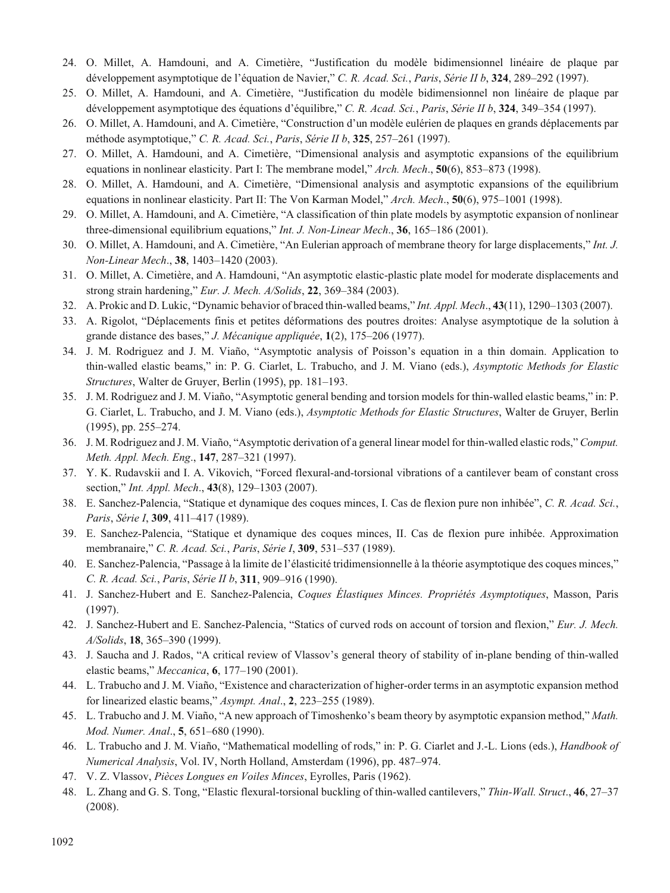24. O. Millet, A. Hamdouni, and A. Cimetière, "Justification du modèle bidimensionnel linéaire de plaque par développement asymptotique de l'équation de Navier," *C. R. Acad. Sci.*, *Paris*, *Série II b*, **324**, 289–292 (1997).
25. O. Millet, A. Hamdouni, and A. Cimetière, "Justification du modèle bidimensionnel non linéaire de plaque par développement asymptotique des équations d'équilibre," *C. R. Acad. Sci.*, *Paris*, *Série II b*, **324**, 349–354 (1997).
26. O. Millet, A. Hamdouni, and A. Cimetière, "Construction d'un modèle eulérien de plaques en grands déplacements par méthode asymptotique," *C. R. Acad. Sci.*, *Paris*, *Série II b*, **325**, 257–261 (1997).
27. O. Millet, A. Hamdouni, and A. Cimetière, "Dimensional analysis and asymptotic expansions of the equilibrium equations in nonlinear elasticity. Part I: The membrane model," *Arch. Mech*., **50**(6), 853–873 (1998).
28. O. Millet, A. Hamdouni, and A. Cimetière, "Dimensional analysis and asymptotic expansions of the equilibrium equations in nonlinear elasticity. Part II: The Von Karman Model," *Arch. Mech*., **50**(6), 975–1001 (1998).
29. O. Millet, A. Hamdouni, and A. Cimetière, "A classification of thin plate models by asymptotic expansion of nonlinear three-dimensional equilibrium equations," *Int. J. Non-Linear Mech*., **36**, 165–186 (2001).
30. O. Millet, A. Hamdouni, and A. Cimetière, "An Eulerian approach of membrane theory for large displacements," *Int. J. Non-Linear Mech*., **38**, 1403–1420 (2003).
31. O. Millet, A. Cimetière, and A. Hamdouni, "An asymptotic elastic-plastic plate model for moderate displacements and strong strain hardening," *Eur. J. Mech. A/Solids*, **22**, 369–384 (2003).
32. A. Prokic and D. Lukic, "Dynamic behavior of braced thin-walled beams," *Int. Appl. Mech*., **43**(11), 1290–1303 (2007).
33. A. Rigolot, "Déplacements finis et petites déformations des poutres droites: Analyse asymptotique de la solution à grande distance des bases," *J. Mécanique appliquée*, **1**(2), 175–206 (1977).
34. J. M. Rodriguez and J. M. Viaño, "Asymptotic analysis of Poisson's equation in a thin domain. Application to thin-walled elastic beams," in: P. G. Ciarlet, L. Trabucho, and J. M. Viano (eds.), *Asymptotic Methods for Elastic Structures*, Walter de Gruyer, Berlin (1995), pp. 181–193.
35. J. M. Rodriguez and J. M. Viaño, "Asymptotic general bending and torsion models for thin-walled elastic beams," in: P. G. Ciarlet, L. Trabucho, and J. M. Viano (eds.), *Asymptotic Methods for Elastic Structures*, Walter de Gruyer, Berlin (1995), pp. 255–274.
36. J. M. Rodriguez and J. M. Viaño, "Asymptotic derivation of a general linear model for thin-walled elastic rods," *Comput. Meth. Appl. Mech. Eng*., **147**, 287–321 (1997).
37. Y. K. Rudavskii and I. A. Vikovich, "Forced flexural-and-torsional vibrations of a cantilever beam of constant cross section," *Int. Appl. Mech*., **43**(8), 129–1303 (2007).
38. E. Sanchez-Palencia, "Statique et dynamique des coques minces, I. Cas de flexion pure non inhibée", *C. R. Acad. Sci.*, *Paris*, *Série I*, **309**, 411–417 (1989).
39. E. Sanchez-Palencia, "Statique et dynamique des coques minces, II. Cas de flexion pure inhibée. Approximation membranaire," *C. R. Acad. Sci.*, *Paris*, *Série I*, **309**, 531–537 (1989).
40. E. Sanchez-Palencia, "Passage à la limite de l'élasticité tridimensionnelle à la théorie asymptotique des coques minces," *C. R. Acad. Sci.*, *Paris*, *Série II b*, **311**, 909–916 (1990).
41. J. Sanchez-Hubert and E. Sanchez-Palencia, *Coques Élastiques Minces. Propriétés Asymptotiques*, Masson, Paris (1997).
42. J. Sanchez-Hubert and E. Sanchez-Palencia, "Statics of curved rods on account of torsion and flexion," *Eur. J. Mech. A/Solids*, **18**, 365–390 (1999).
43. J. Saucha and J. Rados, "A critical review of Vlassov's general theory of stability of in-plane bending of thin-walled elastic beams," *Meccanica*, **6**, 177–190 (2001).
44. L. Trabucho and J. M. Viaño, "Existence and characterization of higher-order terms in an asymptotic expansion method for linearized elastic beams," *Asympt. Anal*., **2**, 223–255 (1989).
45. L. Trabucho and J. M. Viaño, "A new approach of Timoshenko's beam theory by asymptotic expansion method," *Math. Mod. Numer. Anal*., **5**, 651–680 (1990).
46. L. Trabucho and J. M. Viaño, "Mathematical modelling of rods," in: P. G. Ciarlet and J.-L. Lions (eds.), *Handbook of Numerical Analysis*, Vol. IV, North Holland, Amsterdam (1996), pp. 487–974.
47. V. Z. Vlassov, *Pièces Longues en Voiles Minces*, Eyrolles, Paris (1962).
48. L. Zhang and G. S. Tong, "Elastic flexural-torsional buckling of thin-walled cantilevers," *Thin-Wall. Struct*., **46**, 27–37 (2008).